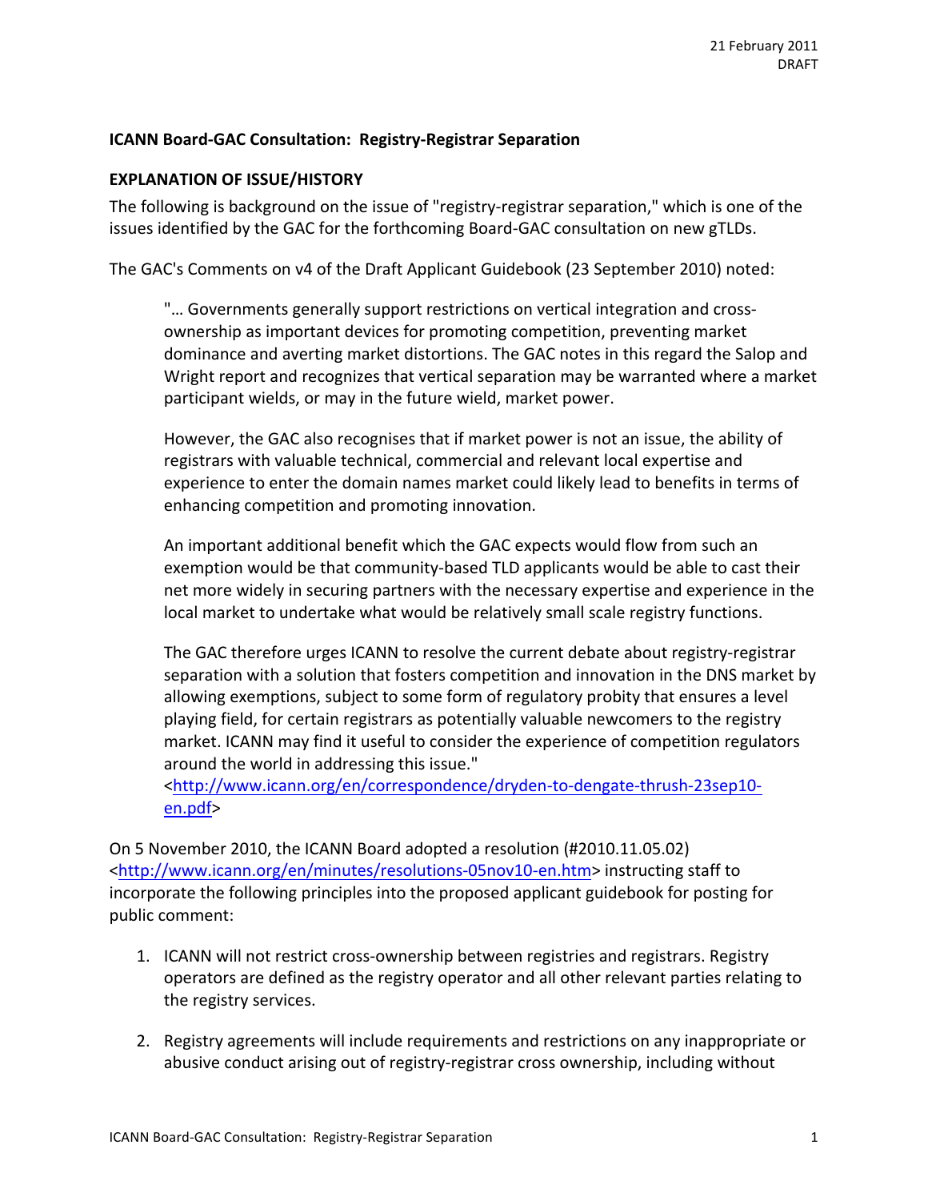21 February 2011
DRAFT

**ICANN Board-GAC Consultation: Registry-Registrar Separation**

**EXPLANATION OF ISSUE/HISTORY**

The following is background on the issue of "registry-registrar separation," which is one of the issues identified by the GAC for the forthcoming Board-GAC consultation on new gTLDs.

The GAC's Comments on v4 of the Draft Applicant Guidebook (23 September 2010) noted:

> "… Governments generally support restrictions on vertical integration and cross-ownership as important devices for promoting competition, preventing market dominance and averting market distortions. The GAC notes in this regard the Salop and Wright report and recognizes that vertical separation may be warranted where a market participant wields, or may in the future wield, market power.
>
> However, the GAC also recognises that if market power is not an issue, the ability of registrars with valuable technical, commercial and relevant local expertise and experience to enter the domain names market could likely lead to benefits in terms of enhancing competition and promoting innovation.
>
> An important additional benefit which the GAC expects would flow from such an exemption would be that community-based TLD applicants would be able to cast their net more widely in securing partners with the necessary expertise and experience in the local market to undertake what would be relatively small scale registry functions.
>
> The GAC therefore urges ICANN to resolve the current debate about registry-registrar separation with a solution that fosters competition and innovation in the DNS market by allowing exemptions, subject to some form of regulatory probity that ensures a level playing field, for certain registrars as potentially valuable newcomers to the registry market. ICANN may find it useful to consider the experience of competition regulators around the world in addressing this issue."
> <http://www.icann.org/en/correspondence/dryden-to-dengate-thrush-23sep10-en.pdf>

On 5 November 2010, the ICANN Board adopted a resolution (#2010.11.05.02) <http://www.icann.org/en/minutes/resolutions-05nov10-en.htm> instructing staff to incorporate the following principles into the proposed applicant guidebook for posting for public comment:

1. ICANN will not restrict cross-ownership between registries and registrars. Registry operators are defined as the registry operator and all other relevant parties relating to the registry services.
2. Registry agreements will include requirements and restrictions on any inappropriate or abusive conduct arising out of registry-registrar cross ownership, including without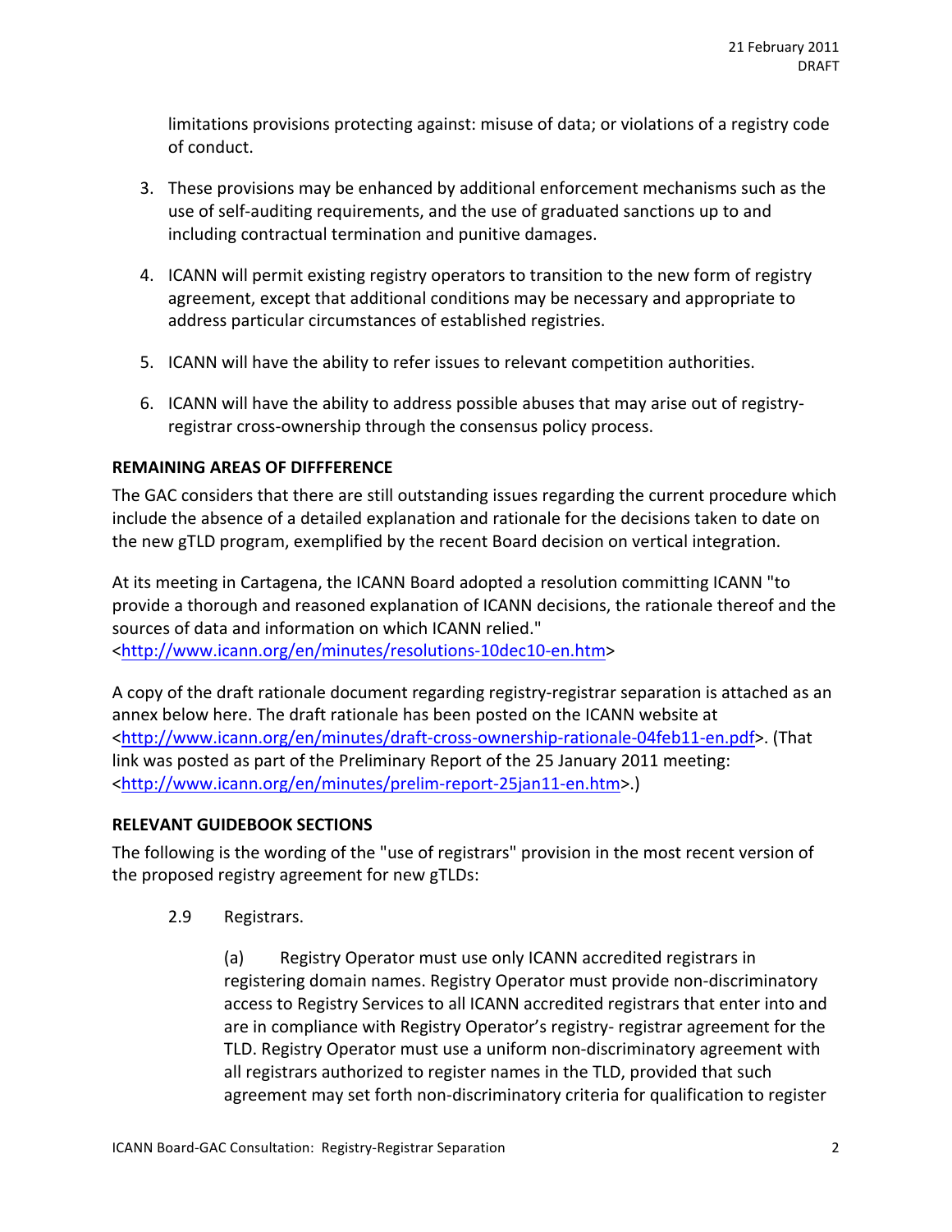limitations provisions protecting against: misuse of data; or violations of a registry code of conduct.

3. These provisions may be enhanced by additional enforcement mechanisms such as the use of self-auditing requirements, and the use of graduated sanctions up to and including contractual termination and punitive damages.

4. ICANN will permit existing registry operators to transition to the new form of registry agreement, except that additional conditions may be necessary and appropriate to address particular circumstances of established registries.

5. ICANN will have the ability to refer issues to relevant competition authorities.

6. ICANN will have the ability to address possible abuses that may arise out of registry-registrar cross-ownership through the consensus policy process.

**REMAINING AREAS OF DIFFFERENCE**

The GAC considers that there are still outstanding issues regarding the current procedure which include the absence of a detailed explanation and rationale for the decisions taken to date on the new gTLD program, exemplified by the recent Board decision on vertical integration.

At its meeting in Cartagena, the ICANN Board adopted a resolution committing ICANN "to provide a thorough and reasoned explanation of ICANN decisions, the rationale thereof and the sources of data and information on which ICANN relied." <http://www.icann.org/en/minutes/resolutions-10dec10-en.htm>

A copy of the draft rationale document regarding registry-registrar separation is attached as an annex below here. The draft rationale has been posted on the ICANN website at <http://www.icann.org/en/minutes/draft-cross-ownership-rationale-04feb11-en.pdf>. (That link was posted as part of the Preliminary Report of the 25 January 2011 meeting: <http://www.icann.org/en/minutes/prelim-report-25jan11-en.htm>.)

**RELEVANT GUIDEBOOK SECTIONS**

The following is the wording of the "use of registrars" provision in the most recent version of the proposed registry agreement for new gTLDs:

2.9 Registrars.

(a) Registry Operator must use only ICANN accredited registrars in registering domain names. Registry Operator must provide non-discriminatory access to Registry Services to all ICANN accredited registrars that enter into and are in compliance with Registry Operator's registry- registrar agreement for the TLD. Registry Operator must use a uniform non-discriminatory agreement with all registrars authorized to register names in the TLD, provided that such agreement may set forth non-discriminatory criteria for qualification to register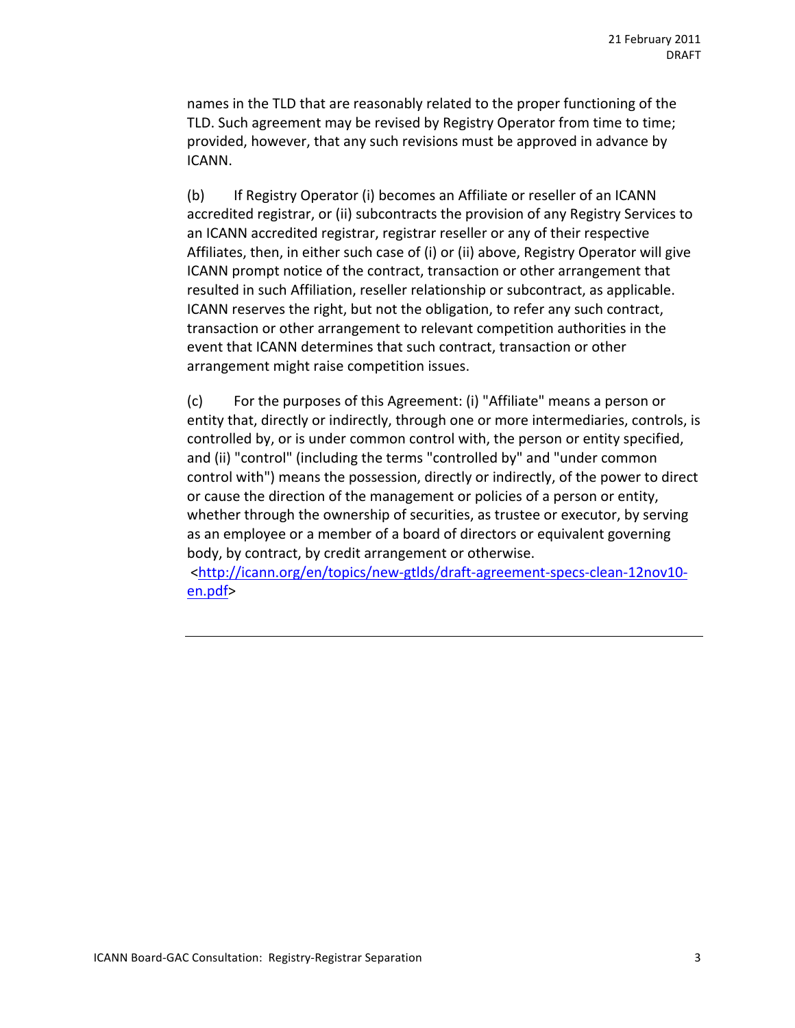names in the TLD that are reasonably related to the proper functioning of the TLD. Such agreement may be revised by Registry Operator from time to time; provided, however, that any such revisions must be approved in advance by ICANN.

(b) If Registry Operator (i) becomes an Affiliate or reseller of an ICANN accredited registrar, or (ii) subcontracts the provision of any Registry Services to an ICANN accredited registrar, registrar reseller or any of their respective Affiliates, then, in either such case of (i) or (ii) above, Registry Operator will give ICANN prompt notice of the contract, transaction or other arrangement that resulted in such Affiliation, reseller relationship or subcontract, as applicable. ICANN reserves the right, but not the obligation, to refer any such contract, transaction or other arrangement to relevant competition authorities in the event that ICANN determines that such contract, transaction or other arrangement might raise competition issues.

(c) For the purposes of this Agreement: (i) "Affiliate" means a person or entity that, directly or indirectly, through one or more intermediaries, controls, is controlled by, or is under common control with, the person or entity specified, and (ii) "control" (including the terms "controlled by" and "under common control with") means the possession, directly or indirectly, of the power to direct or cause the direction of the management or policies of a person or entity, whether through the ownership of securities, as trustee or executor, by serving as an employee or a member of a board of directors or equivalent governing body, by contract, by credit arrangement or otherwise.
<http://icann.org/en/topics/new-gtlds/draft-agreement-specs-clean-12nov10-en.pdf>

---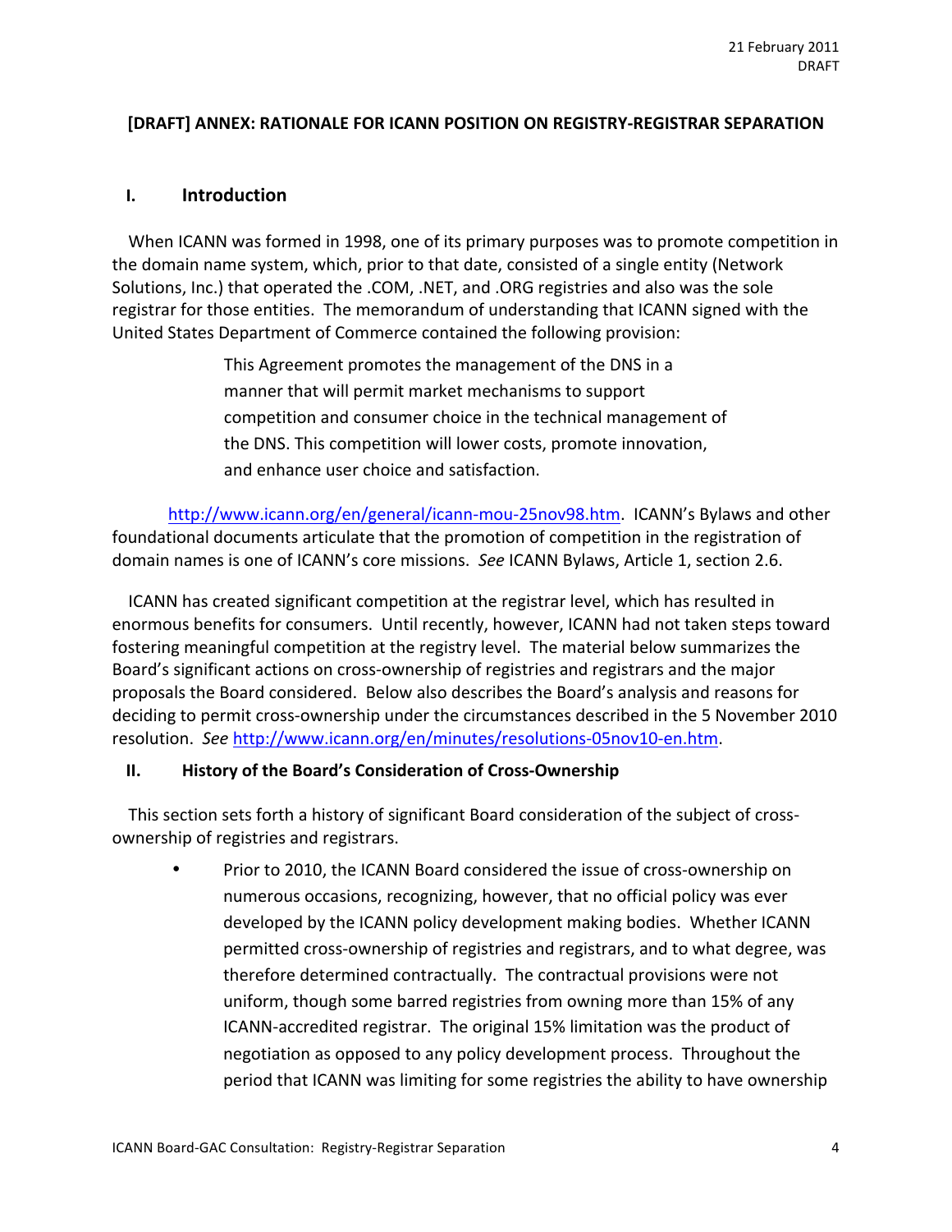21 February 2011
DRAFT

**[DRAFT] ANNEX: RATIONALE FOR ICANN POSITION ON REGISTRY-REGISTRAR SEPARATION**

## I. Introduction

When ICANN was formed in 1998, one of its primary purposes was to promote competition in the domain name system, which, prior to that date, consisted of a single entity (Network Solutions, Inc.) that operated the .COM, .NET, and .ORG registries and also was the sole registrar for those entities. The memorandum of understanding that ICANN signed with the United States Department of Commerce contained the following provision:

> This Agreement promotes the management of the DNS in a manner that will permit market mechanisms to support competition and consumer choice in the technical management of the DNS. This competition will lower costs, promote innovation, and enhance user choice and satisfaction.

http://www.icann.org/en/general/icann-mou-25nov98.htm. ICANN's Bylaws and other foundational documents articulate that the promotion of competition in the registration of domain names is one of ICANN's core missions. *See* ICANN Bylaws, Article 1, section 2.6.

ICANN has created significant competition at the registrar level, which has resulted in enormous benefits for consumers. Until recently, however, ICANN had not taken steps toward fostering meaningful competition at the registry level. The material below summarizes the Board's significant actions on cross-ownership of registries and registrars and the major proposals the Board considered. Below also describes the Board's analysis and reasons for deciding to permit cross-ownership under the circumstances described in the 5 November 2010 resolution. *See* http://www.icann.org/en/minutes/resolutions-05nov10-en.htm.

## II. History of the Board's Consideration of Cross-Ownership

This section sets forth a history of significant Board consideration of the subject of cross-ownership of registries and registrars.

- Prior to 2010, the ICANN Board considered the issue of cross-ownership on numerous occasions, recognizing, however, that no official policy was ever developed by the ICANN policy development making bodies. Whether ICANN permitted cross-ownership of registries and registrars, and to what degree, was therefore determined contractually. The contractual provisions were not uniform, though some barred registries from owning more than 15% of any ICANN-accredited registrar. The original 15% limitation was the product of negotiation as opposed to any policy development process. Throughout the period that ICANN was limiting for some registries the ability to have ownership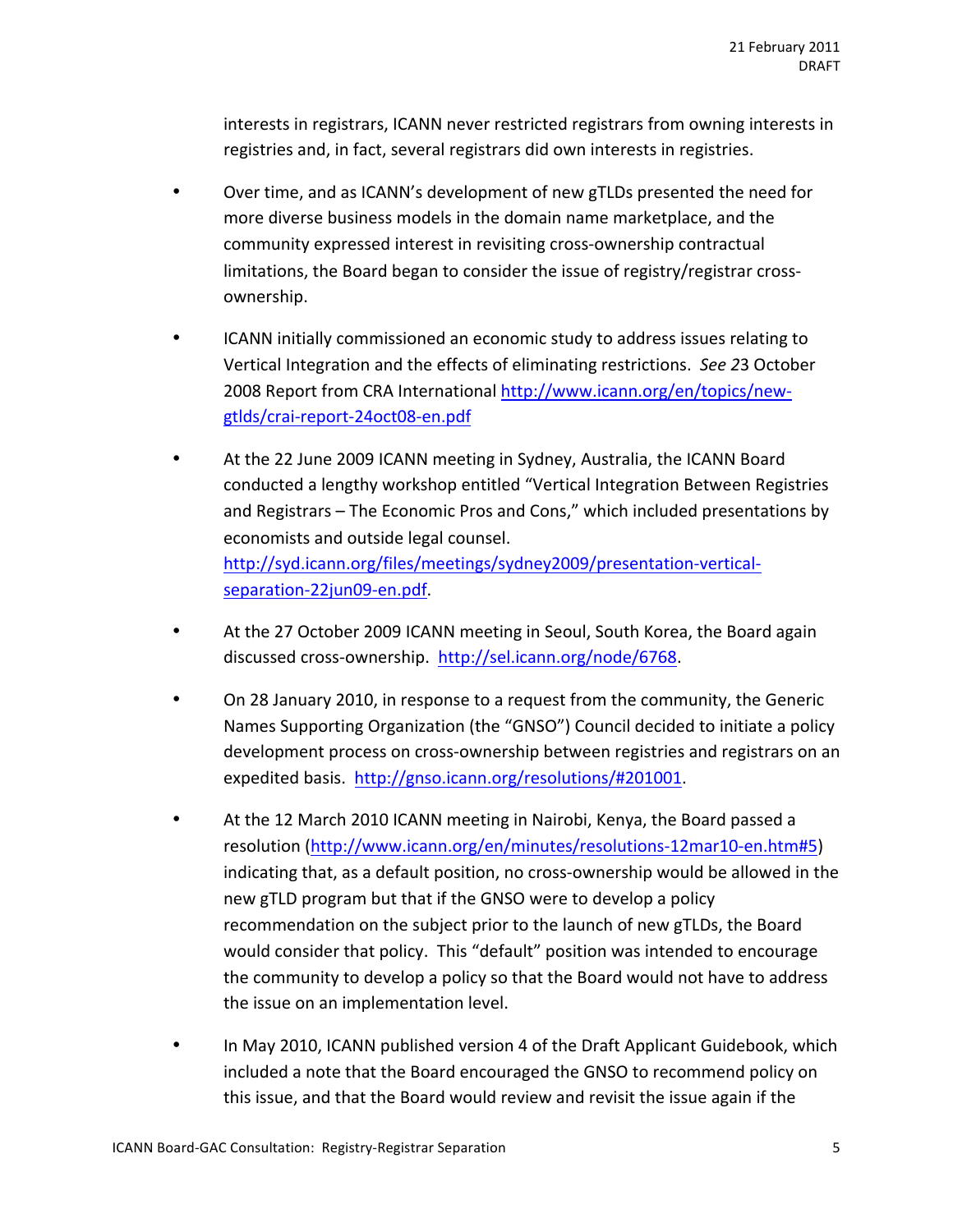interests in registrars, ICANN never restricted registrars from owning interests in registries and, in fact, several registrars did own interests in registries.

- Over time, and as ICANN's development of new gTLDs presented the need for more diverse business models in the domain name marketplace, and the community expressed interest in revisiting cross-ownership contractual limitations, the Board began to consider the issue of registry/registrar cross-ownership.

- ICANN initially commissioned an economic study to address issues relating to Vertical Integration and the effects of eliminating restrictions. *See* 23 October 2008 Report from CRA International [http://www.icann.org/en/topics/new-gtlds/crai-report-24oct08-en.pdf](http://www.icann.org/en/topics/new-gtlds/crai-report-24oct08-en.pdf)

- At the 22 June 2009 ICANN meeting in Sydney, Australia, the ICANN Board conducted a lengthy workshop entitled "Vertical Integration Between Registries and Registrars – The Economic Pros and Cons," which included presentations by economists and outside legal counsel. [http://syd.icann.org/files/meetings/sydney2009/presentation-vertical-separation-22jun09-en.pdf](http://syd.icann.org/files/meetings/sydney2009/presentation-vertical-separation-22jun09-en.pdf).

- At the 27 October 2009 ICANN meeting in Seoul, South Korea, the Board again discussed cross-ownership. [http://sel.icann.org/node/6768](http://sel.icann.org/node/6768).

- On 28 January 2010, in response to a request from the community, the Generic Names Supporting Organization (the "GNSO") Council decided to initiate a policy development process on cross-ownership between registries and registrars on an expedited basis. [http://gnso.icann.org/resolutions/#201001](http://gnso.icann.org/resolutions/#201001).

- At the 12 March 2010 ICANN meeting in Nairobi, Kenya, the Board passed a resolution ([http://www.icann.org/en/minutes/resolutions-12mar10-en.htm#5](http://www.icann.org/en/minutes/resolutions-12mar10-en.htm#5)) indicating that, as a default position, no cross-ownership would be allowed in the new gTLD program but that if the GNSO were to develop a policy recommendation on the subject prior to the launch of new gTLDs, the Board would consider that policy. This "default" position was intended to encourage the community to develop a policy so that the Board would not have to address the issue on an implementation level.

- In May 2010, ICANN published version 4 of the Draft Applicant Guidebook, which included a note that the Board encouraged the GNSO to recommend policy on this issue, and that the Board would review and revisit the issue again if the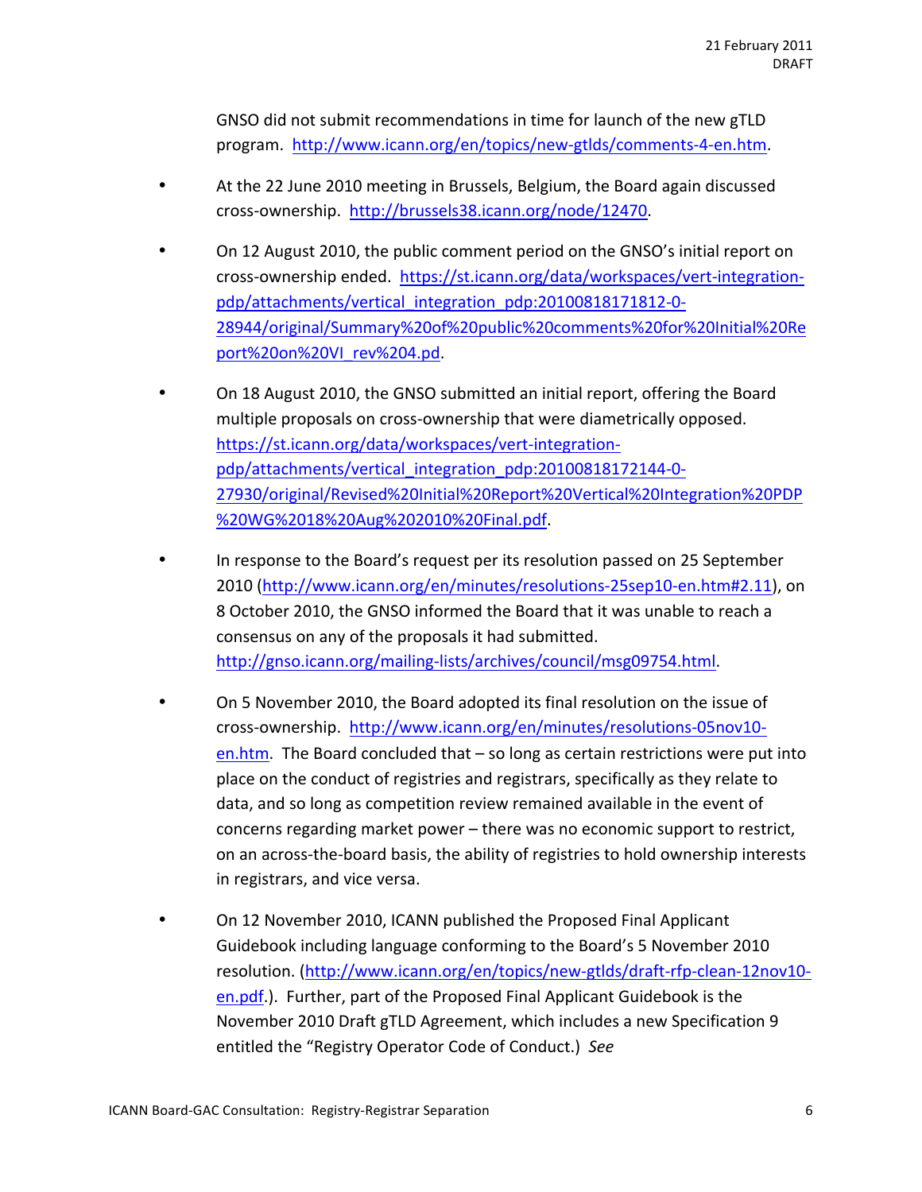GNSO did not submit recommendations in time for launch of the new gTLD program. http://www.icann.org/en/topics/new-gtlds/comments-4-en.htm.

- At the 22 June 2010 meeting in Brussels, Belgium, the Board again discussed cross-ownership. http://brussels38.icann.org/node/12470.

- On 12 August 2010, the public comment period on the GNSO's initial report on cross-ownership ended. https://st.icann.org/data/workspaces/vert-integration-pdp/attachments/vertical_integration_pdp:20100818171812-0-28944/original/Summary%20of%20public%20comments%20for%20Initial%20Report%20on%20VI_rev%204.pd.

- On 18 August 2010, the GNSO submitted an initial report, offering the Board multiple proposals on cross-ownership that were diametrically opposed. https://st.icann.org/data/workspaces/vert-integration-pdp/attachments/vertical_integration_pdp:20100818172144-0-27930/original/Revised%20Initial%20Report%20Vertical%20Integration%20PDP%20WG%2018%20Aug%202010%20Final.pdf.

- In response to the Board's request per its resolution passed on 25 September 2010 (http://www.icann.org/en/minutes/resolutions-25sep10-en.htm#2.11), on 8 October 2010, the GNSO informed the Board that it was unable to reach a consensus on any of the proposals it had submitted. http://gnso.icann.org/mailing-lists/archives/council/msg09754.html.

- On 5 November 2010, the Board adopted its final resolution on the issue of cross-ownership. http://www.icann.org/en/minutes/resolutions-05nov10-en.htm. The Board concluded that – so long as certain restrictions were put into place on the conduct of registries and registrars, specifically as they relate to data, and so long as competition review remained available in the event of concerns regarding market power – there was no economic support to restrict, on an across-the-board basis, the ability of registries to hold ownership interests in registrars, and vice versa.

- On 12 November 2010, ICANN published the Proposed Final Applicant Guidebook including language conforming to the Board's 5 November 2010 resolution. (http://www.icann.org/en/topics/new-gtlds/draft-rfp-clean-12nov10-en.pdf.). Further, part of the Proposed Final Applicant Guidebook is the November 2010 Draft gTLD Agreement, which includes a new Specification 9 entitled the "Registry Operator Code of Conduct.) *See*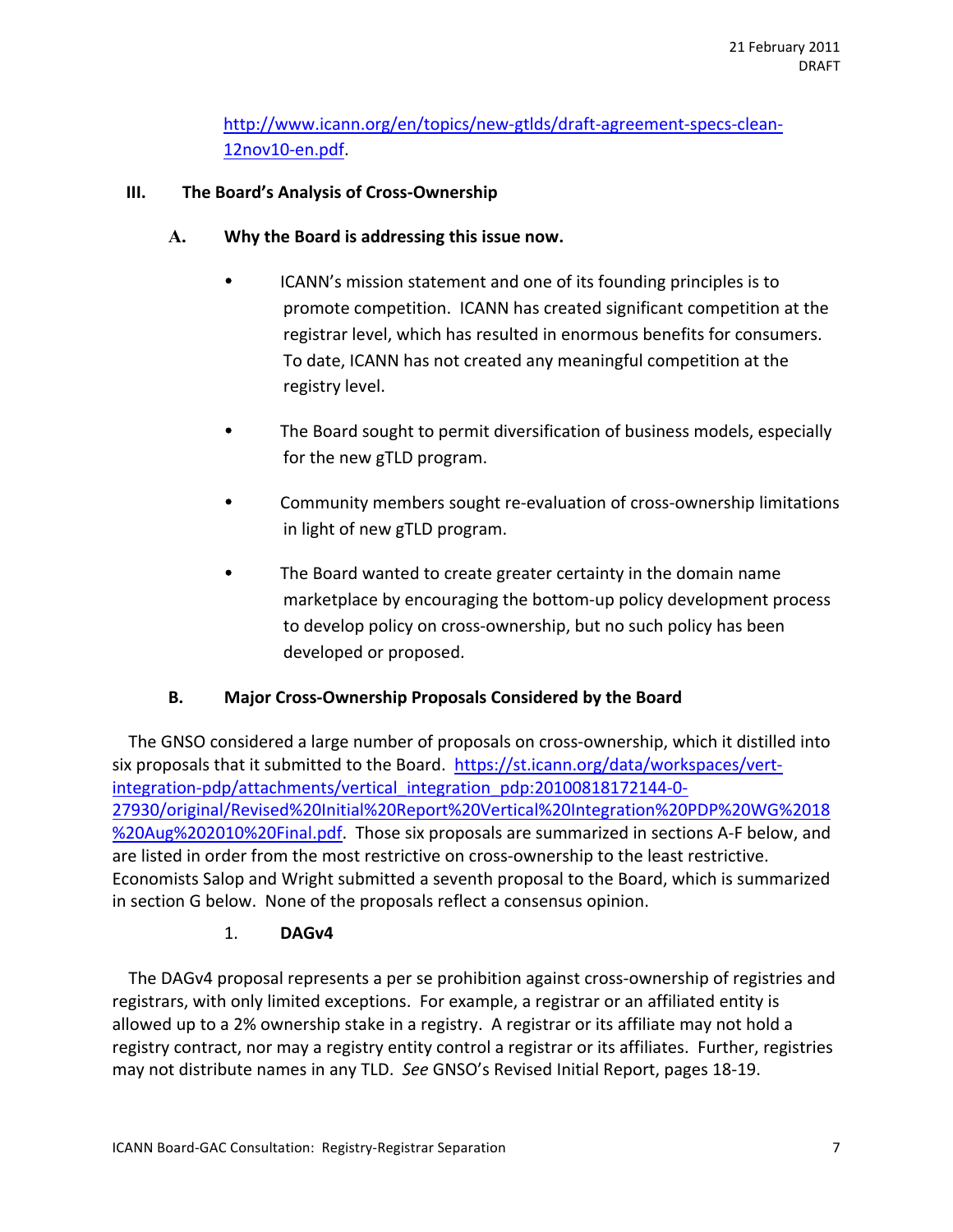http://www.icann.org/en/topics/new-gtlds/draft-agreement-specs-clean-12nov10-en.pdf.

## III. The Board's Analysis of Cross-Ownership

### A. Why the Board is addressing this issue now.

- ICANN's mission statement and one of its founding principles is to promote competition. ICANN has created significant competition at the registrar level, which has resulted in enormous benefits for consumers. To date, ICANN has not created any meaningful competition at the registry level.
- The Board sought to permit diversification of business models, especially for the new gTLD program.
- Community members sought re-evaluation of cross-ownership limitations in light of new gTLD program.
- The Board wanted to create greater certainty in the domain name marketplace by encouraging the bottom-up policy development process to develop policy on cross-ownership, but no such policy has been developed or proposed.

### B. Major Cross-Ownership Proposals Considered by the Board

The GNSO considered a large number of proposals on cross-ownership, which it distilled into six proposals that it submitted to the Board. https://st.icann.org/data/workspaces/vert-integration-pdp/attachments/vertical_integration_pdp:20100818172144-0-27930/original/Revised%20Initial%20Report%20Vertical%20Integration%20PDP%20WG%2018%20Aug%202010%20Final.pdf. Those six proposals are summarized in sections A-F below, and are listed in order from the most restrictive on cross-ownership to the least restrictive. Economists Salop and Wright submitted a seventh proposal to the Board, which is summarized in section G below. None of the proposals reflect a consensus opinion.

#### 1. DAGv4

The DAGv4 proposal represents a per se prohibition against cross-ownership of registries and registrars, with only limited exceptions. For example, a registrar or an affiliated entity is allowed up to a 2% ownership stake in a registry. A registrar or its affiliate may not hold a registry contract, nor may a registry entity control a registrar or its affiliates. Further, registries may not distribute names in any TLD. *See* GNSO's Revised Initial Report, pages 18-19.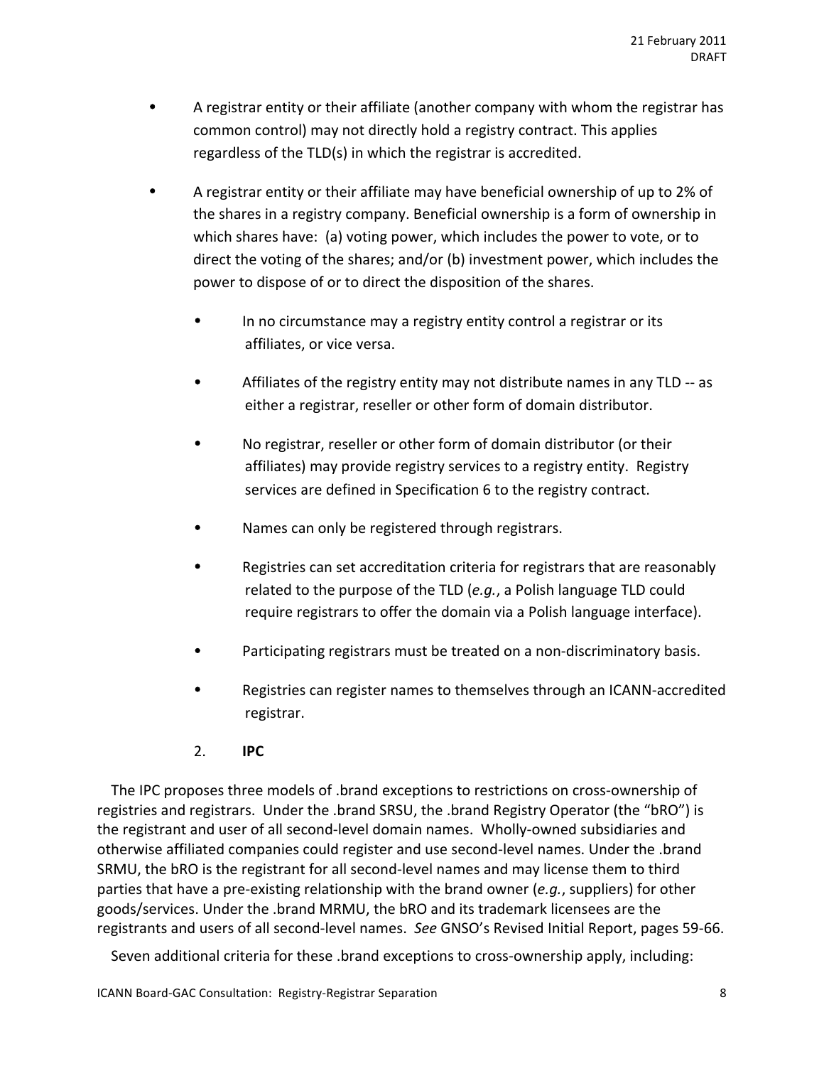- A registrar entity or their affiliate (another company with whom the registrar has common control) may not directly hold a registry contract. This applies regardless of the TLD(s) in which the registrar is accredited.

- A registrar entity or their affiliate may have beneficial ownership of up to 2% of the shares in a registry company. Beneficial ownership is a form of ownership in which shares have: (a) voting power, which includes the power to vote, or to direct the voting of the shares; and/or (b) investment power, which includes the power to dispose of or to direct the disposition of the shares.

  - In no circumstance may a registry entity control a registrar or its affiliates, or vice versa.

  - Affiliates of the registry entity may not distribute names in any TLD -- as either a registrar, reseller or other form of domain distributor.

  - No registrar, reseller or other form of domain distributor (or their affiliates) may provide registry services to a registry entity. Registry services are defined in Specification 6 to the registry contract.

  - Names can only be registered through registrars.

  - Registries can set accreditation criteria for registrars that are reasonably related to the purpose of the TLD (*e.g.*, a Polish language TLD could require registrars to offer the domain via a Polish language interface).

  - Participating registrars must be treated on a non-discriminatory basis.

  - Registries can register names to themselves through an ICANN-accredited registrar.

2. **IPC**

The IPC proposes three models of .brand exceptions to restrictions on cross-ownership of registries and registrars. Under the .brand SRSU, the .brand Registry Operator (the "bRO") is the registrant and user of all second-level domain names. Wholly-owned subsidiaries and otherwise affiliated companies could register and use second-level names. Under the .brand SRMU, the bRO is the registrant for all second-level names and may license them to third parties that have a pre-existing relationship with the brand owner (*e.g.*, suppliers) for other goods/services. Under the .brand MRMU, the bRO and its trademark licensees are the registrants and users of all second-level names. *See* GNSO's Revised Initial Report, pages 59-66.

Seven additional criteria for these .brand exceptions to cross-ownership apply, including: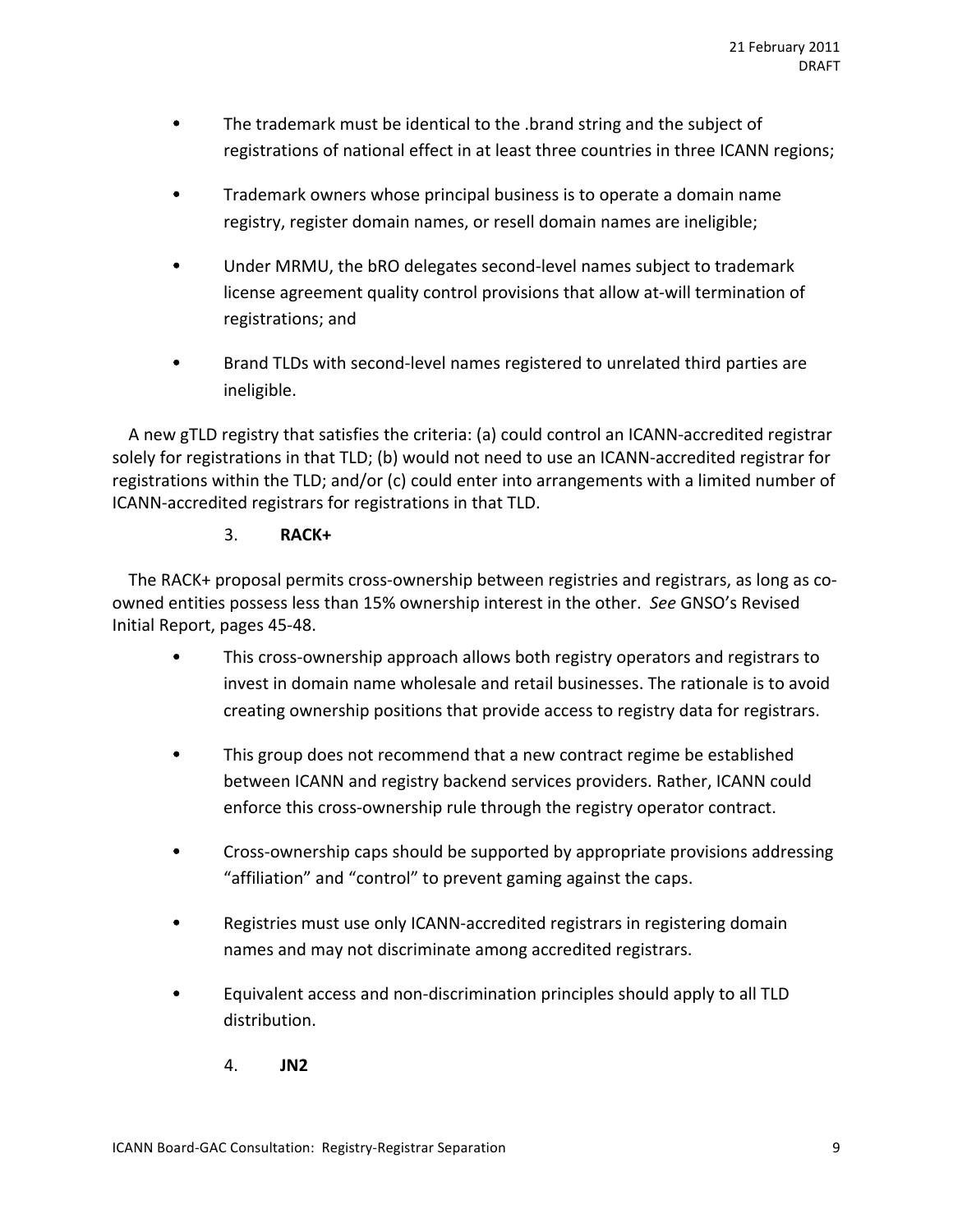- The trademark must be identical to the .brand string and the subject of registrations of national effect in at least three countries in three ICANN regions;
- Trademark owners whose principal business is to operate a domain name registry, register domain names, or resell domain names are ineligible;
- Under MRMU, the bRO delegates second-level names subject to trademark license agreement quality control provisions that allow at-will termination of registrations; and
- Brand TLDs with second-level names registered to unrelated third parties are ineligible.

A new gTLD registry that satisfies the criteria: (a) could control an ICANN-accredited registrar solely for registrations in that TLD; (b) would not need to use an ICANN-accredited registrar for registrations within the TLD; and/or (c) could enter into arrangements with a limited number of ICANN-accredited registrars for registrations in that TLD.

### 3. **RACK+**

The RACK+ proposal permits cross-ownership between registries and registrars, as long as co-owned entities possess less than 15% ownership interest in the other. *See* GNSO's Revised Initial Report, pages 45-48.

- This cross-ownership approach allows both registry operators and registrars to invest in domain name wholesale and retail businesses. The rationale is to avoid creating ownership positions that provide access to registry data for registrars.
- This group does not recommend that a new contract regime be established between ICANN and registry backend services providers. Rather, ICANN could enforce this cross-ownership rule through the registry operator contract.
- Cross-ownership caps should be supported by appropriate provisions addressing "affiliation" and "control" to prevent gaming against the caps.
- Registries must use only ICANN-accredited registrars in registering domain names and may not discriminate among accredited registrars.
- Equivalent access and non-discrimination principles should apply to all TLD distribution.

### 4. **JN2**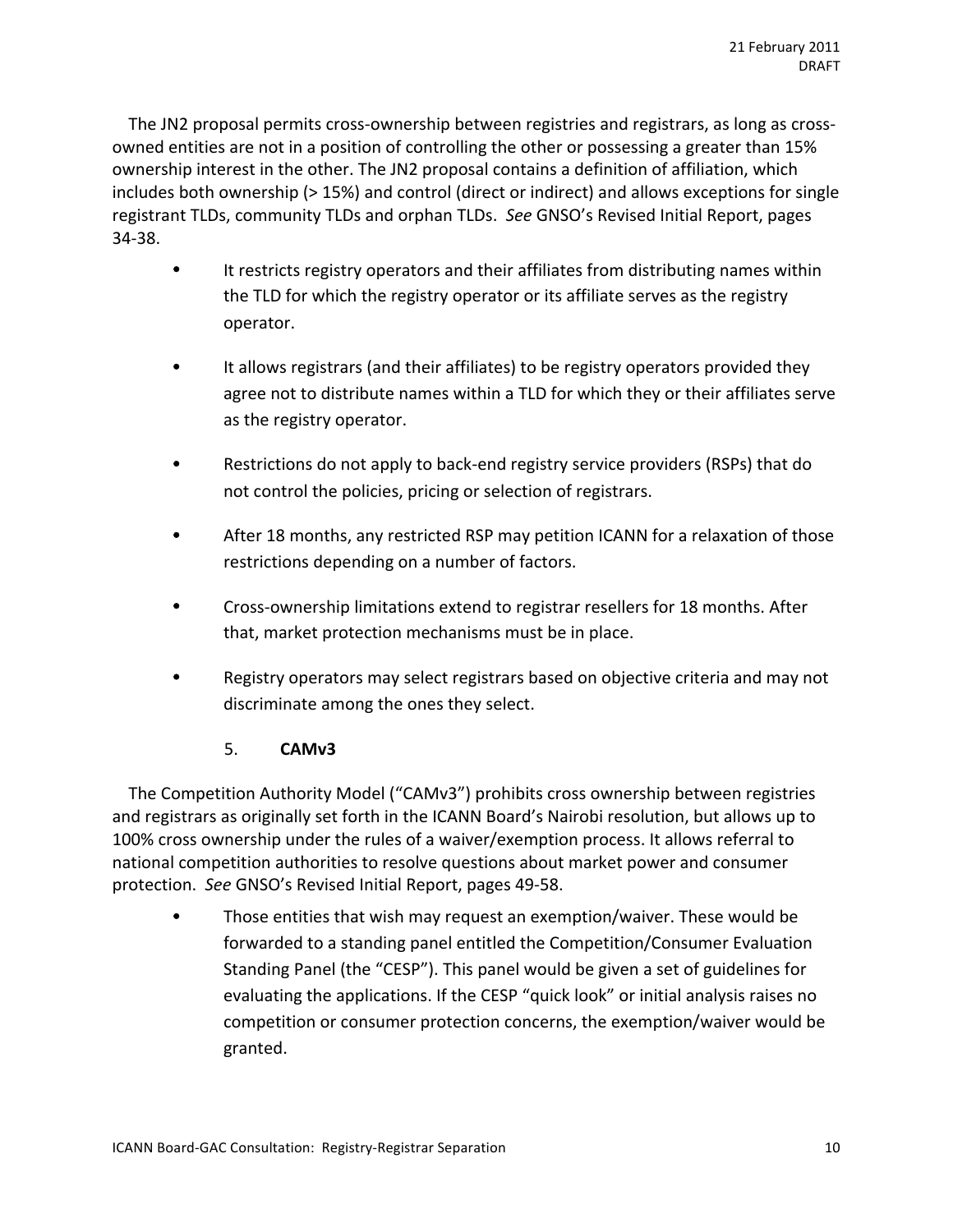The JN2 proposal permits cross-ownership between registries and registrars, as long as cross-owned entities are not in a position of controlling the other or possessing a greater than 15% ownership interest in the other. The JN2 proposal contains a definition of affiliation, which includes both ownership (> 15%) and control (direct or indirect) and allows exceptions for single registrant TLDs, community TLDs and orphan TLDs. *See* GNSO's Revised Initial Report, pages 34-38.

- It restricts registry operators and their affiliates from distributing names within the TLD for which the registry operator or its affiliate serves as the registry operator.
- It allows registrars (and their affiliates) to be registry operators provided they agree not to distribute names within a TLD for which they or their affiliates serve as the registry operator.
- Restrictions do not apply to back-end registry service providers (RSPs) that do not control the policies, pricing or selection of registrars.
- After 18 months, any restricted RSP may petition ICANN for a relaxation of those restrictions depending on a number of factors.
- Cross-ownership limitations extend to registrar resellers for 18 months. After that, market protection mechanisms must be in place.
- Registry operators may select registrars based on objective criteria and may not discriminate among the ones they select.

### 5. **CAMv3**

The Competition Authority Model ("CAMv3") prohibits cross ownership between registries and registrars as originally set forth in the ICANN Board's Nairobi resolution, but allows up to 100% cross ownership under the rules of a waiver/exemption process. It allows referral to national competition authorities to resolve questions about market power and consumer protection. *See* GNSO's Revised Initial Report, pages 49-58.

- Those entities that wish may request an exemption/waiver. These would be forwarded to a standing panel entitled the Competition/Consumer Evaluation Standing Panel (the "CESP"). This panel would be given a set of guidelines for evaluating the applications. If the CESP "quick look" or initial analysis raises no competition or consumer protection concerns, the exemption/waiver would be granted.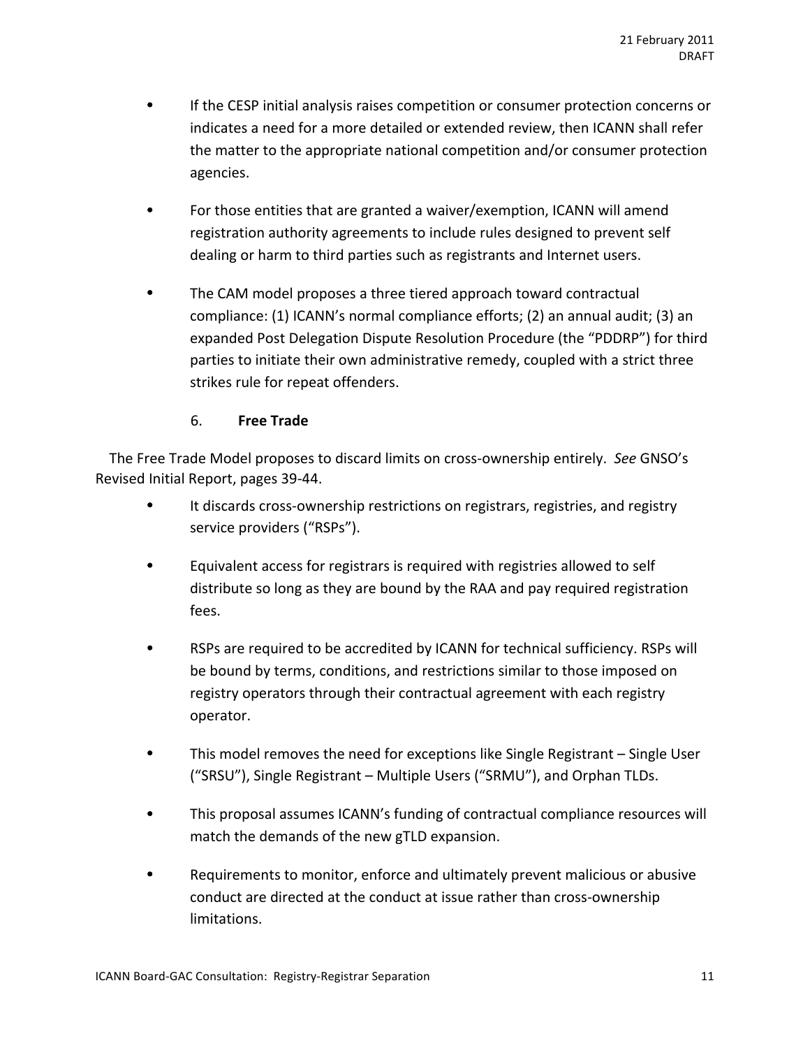- If the CESP initial analysis raises competition or consumer protection concerns or indicates a need for a more detailed or extended review, then ICANN shall refer the matter to the appropriate national competition and/or consumer protection agencies.

- For those entities that are granted a waiver/exemption, ICANN will amend registration authority agreements to include rules designed to prevent self dealing or harm to third parties such as registrants and Internet users.

- The CAM model proposes a three tiered approach toward contractual compliance: (1) ICANN's normal compliance efforts; (2) an annual audit; (3) an expanded Post Delegation Dispute Resolution Procedure (the "PDDRP") for third parties to initiate their own administrative remedy, coupled with a strict three strikes rule for repeat offenders.

### 6. **Free Trade**

The Free Trade Model proposes to discard limits on cross-ownership entirely. *See* GNSO's Revised Initial Report, pages 39-44.

- It discards cross-ownership restrictions on registrars, registries, and registry service providers ("RSPs").

- Equivalent access for registrars is required with registries allowed to self distribute so long as they are bound by the RAA and pay required registration fees.

- RSPs are required to be accredited by ICANN for technical sufficiency. RSPs will be bound by terms, conditions, and restrictions similar to those imposed on registry operators through their contractual agreement with each registry operator.

- This model removes the need for exceptions like Single Registrant – Single User ("SRSU"), Single Registrant – Multiple Users ("SRMU"), and Orphan TLDs.

- This proposal assumes ICANN's funding of contractual compliance resources will match the demands of the new gTLD expansion.

- Requirements to monitor, enforce and ultimately prevent malicious or abusive conduct are directed at the conduct at issue rather than cross-ownership limitations.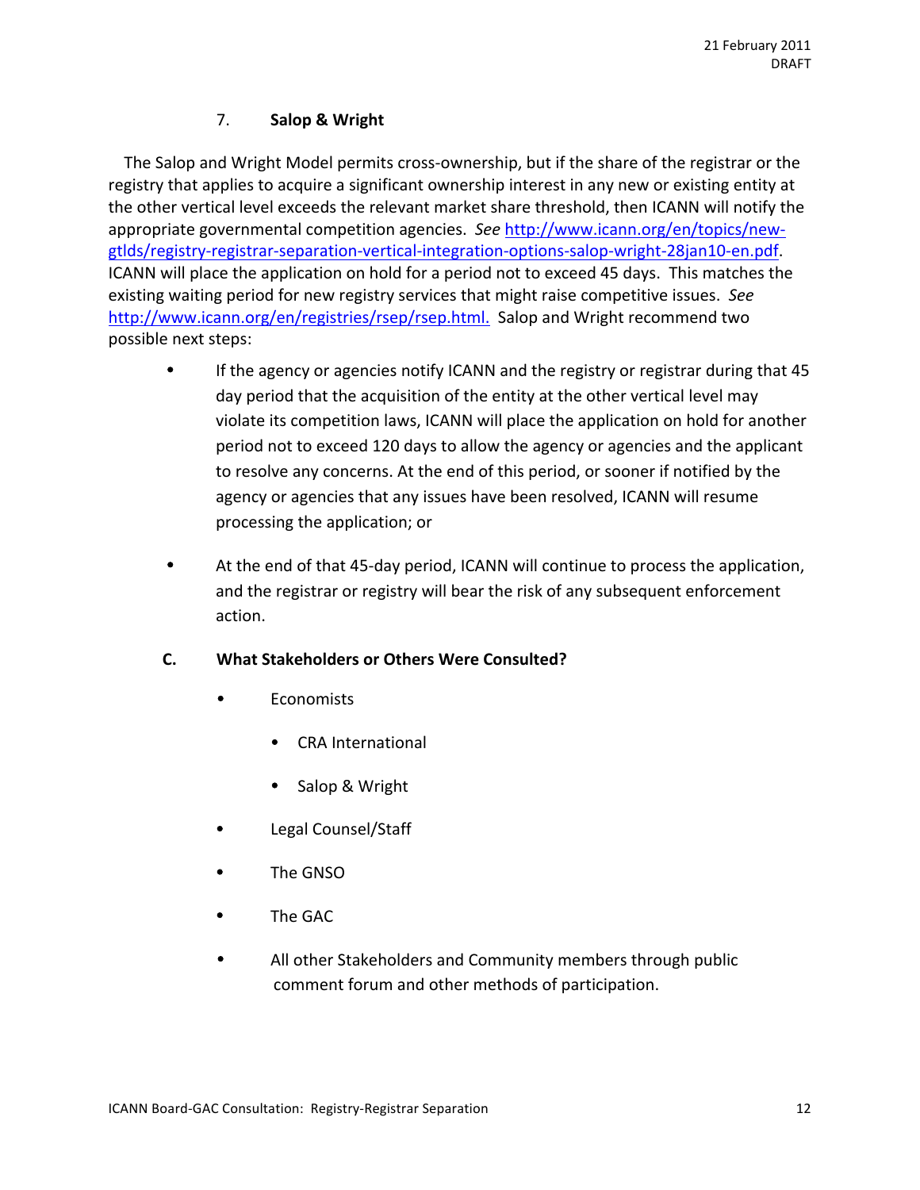### 7. **Salop & Wright**

The Salop and Wright Model permits cross-ownership, but if the share of the registrar or the registry that applies to acquire a significant ownership interest in any new or existing entity at the other vertical level exceeds the relevant market share threshold, then ICANN will notify the appropriate governmental competition agencies. *See* [http://www.icann.org/en/topics/new-gtlds/registry-registrar-separation-vertical-integration-options-salop-wright-28jan10-en.pdf](http://www.icann.org/en/topics/new-gtlds/registry-registrar-separation-vertical-integration-options-salop-wright-28jan10-en.pdf). ICANN will place the application on hold for a period not to exceed 45 days. This matches the existing waiting period for new registry services that might raise competitive issues. *See* [http://www.icann.org/en/registries/rsep/rsep.html.](http://www.icann.org/en/registries/rsep/rsep.html) Salop and Wright recommend two possible next steps:

- If the agency or agencies notify ICANN and the registry or registrar during that 45 day period that the acquisition of the entity at the other vertical level may violate its competition laws, ICANN will place the application on hold for another period not to exceed 120 days to allow the agency or agencies and the applicant to resolve any concerns. At the end of this period, or sooner if notified by the agency or agencies that any issues have been resolved, ICANN will resume processing the application; or

- At the end of that 45-day period, ICANN will continue to process the application, and the registrar or registry will bear the risk of any subsequent enforcement action.

## C. What Stakeholders or Others Were Consulted?

- Economists
  - CRA International
  - Salop & Wright
- Legal Counsel/Staff
- The GNSO
- The GAC
- All other Stakeholders and Community members through public comment forum and other methods of participation.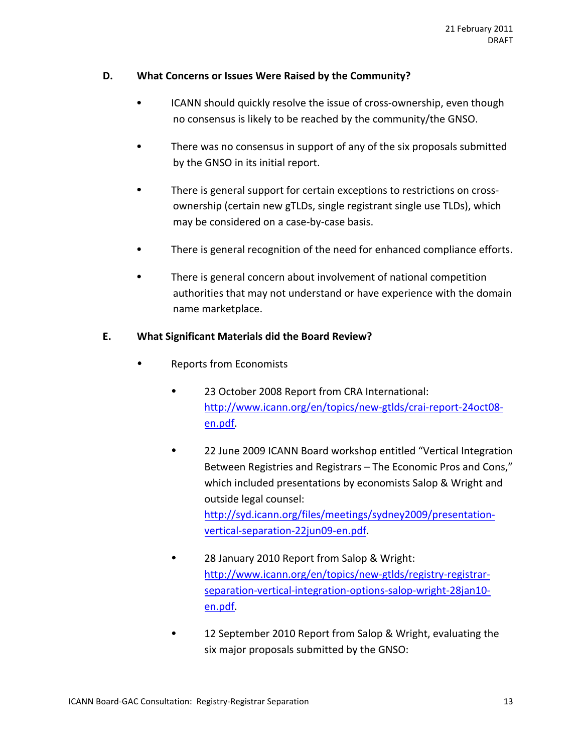## D. What Concerns or Issues Were Raised by the Community?

- ICANN should quickly resolve the issue of cross-ownership, even though no consensus is likely to be reached by the community/the GNSO.

- There was no consensus in support of any of the six proposals submitted by the GNSO in its initial report.

- There is general support for certain exceptions to restrictions on cross-ownership (certain new gTLDs, single registrant single use TLDs), which may be considered on a case-by-case basis.

- There is general recognition of the need for enhanced compliance efforts.

- There is general concern about involvement of national competition authorities that may not understand or have experience with the domain name marketplace.

## E. What Significant Materials did the Board Review?

- Reports from Economists

  - 23 October 2008 Report from CRA International: http://www.icann.org/en/topics/new-gtlds/crai-report-24oct08-en.pdf.

  - 22 June 2009 ICANN Board workshop entitled “Vertical Integration Between Registries and Registrars – The Economic Pros and Cons,” which included presentations by economists Salop & Wright and outside legal counsel: http://syd.icann.org/files/meetings/sydney2009/presentation-vertical-separation-22jun09-en.pdf.

  - 28 January 2010 Report from Salop & Wright: http://www.icann.org/en/topics/new-gtlds/registry-registrar-separation-vertical-integration-options-salop-wright-28jan10-en.pdf.

  - 12 September 2010 Report from Salop & Wright, evaluating the six major proposals submitted by the GNSO: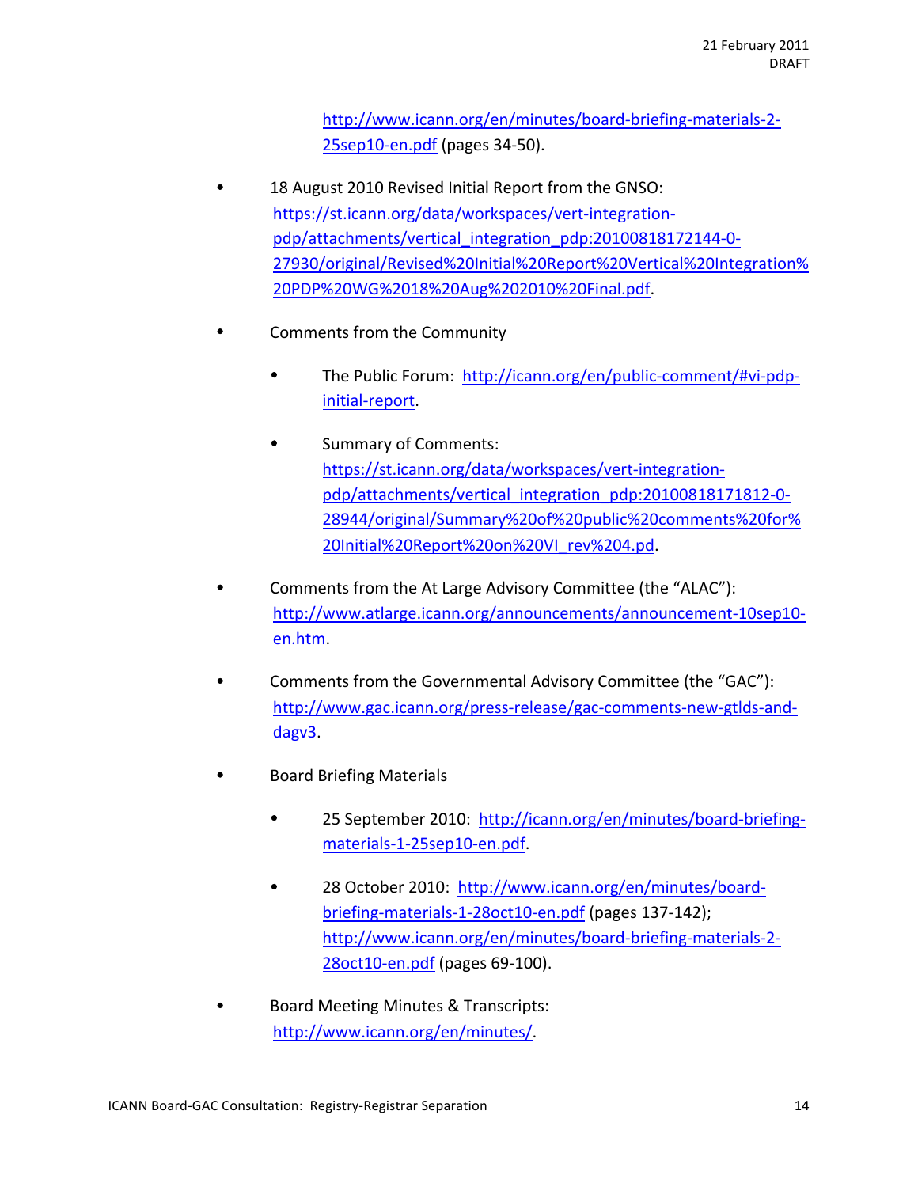http://www.icann.org/en/minutes/board-briefing-materials-2-25sep10-en.pdf (pages 34-50).

- 18 August 2010 Revised Initial Report from the GNSO: https://st.icann.org/data/workspaces/vert-integration-pdp/attachments/vertical_integration_pdp:20100818172144-0-27930/original/Revised%20Initial%20Report%20Vertical%20Integration%20PDP%20WG%2018%20Aug%202010%20Final.pdf.

- Comments from the Community

    - The Public Forum: http://icann.org/en/public-comment/#vi-pdp-initial-report.

    - Summary of Comments: https://st.icann.org/data/workspaces/vert-integration-pdp/attachments/vertical_integration_pdp:20100818171812-0-28944/original/Summary%20of%20public%20comments%20for%20Initial%20Report%20on%20VI_rev%204.pd.

- Comments from the At Large Advisory Committee (the "ALAC"): http://www.atlarge.icann.org/announcements/announcement-10sep10-en.htm.

- Comments from the Governmental Advisory Committee (the "GAC"): http://www.gac.icann.org/press-release/gac-comments-new-gtlds-and-dagv3.

- Board Briefing Materials

    - 25 September 2010: http://icann.org/en/minutes/board-briefing-materials-1-25sep10-en.pdf.

    - 28 October 2010: http://www.icann.org/en/minutes/board-briefing-materials-1-28oct10-en.pdf (pages 137-142); http://www.icann.org/en/minutes/board-briefing-materials-2-28oct10-en.pdf (pages 69-100).

- Board Meeting Minutes & Transcripts: http://www.icann.org/en/minutes/.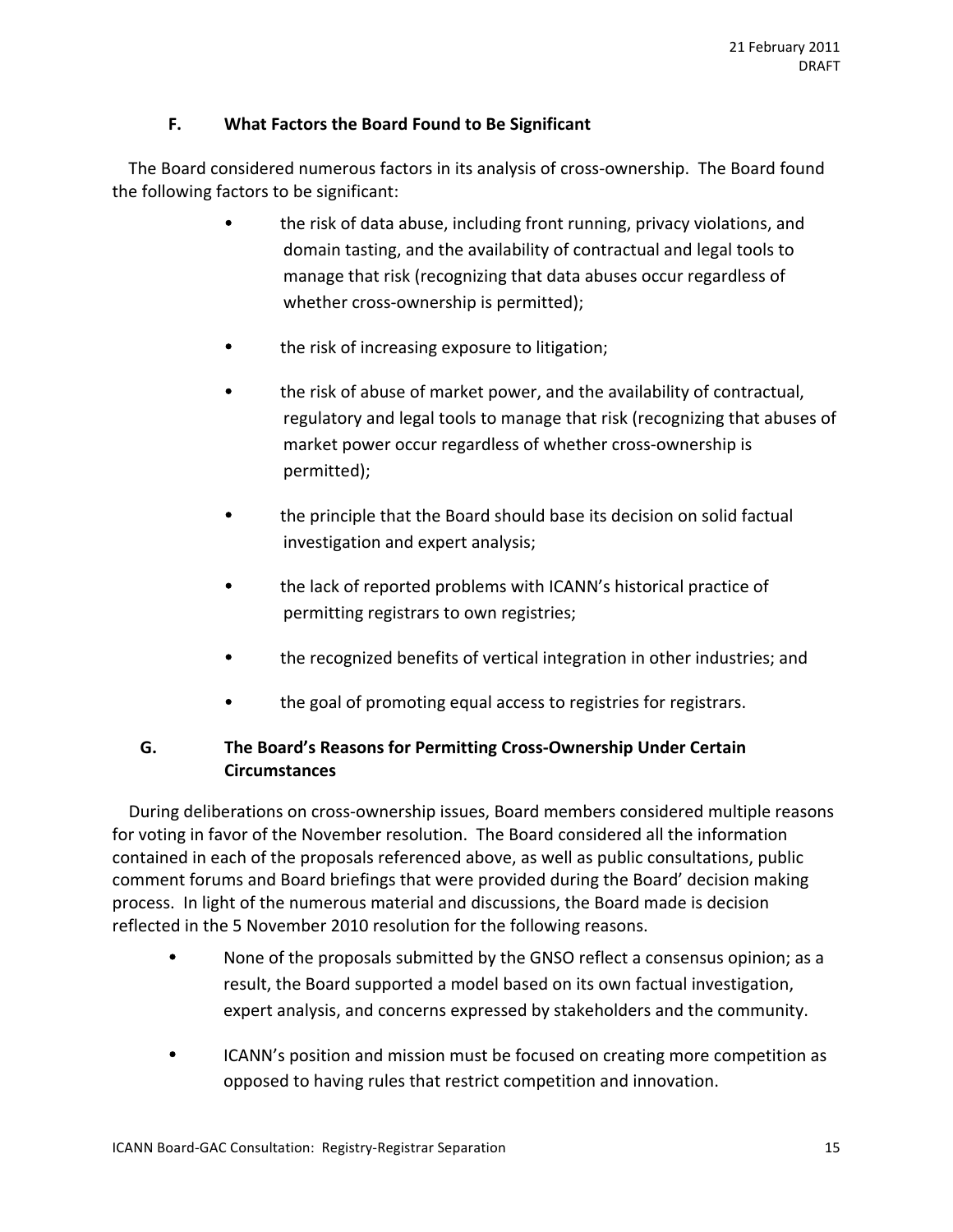### F. What Factors the Board Found to Be Significant

The Board considered numerous factors in its analysis of cross-ownership. The Board found the following factors to be significant:

- the risk of data abuse, including front running, privacy violations, and domain tasting, and the availability of contractual and legal tools to manage that risk (recognizing that data abuses occur regardless of whether cross-ownership is permitted);
- the risk of increasing exposure to litigation;
- the risk of abuse of market power, and the availability of contractual, regulatory and legal tools to manage that risk (recognizing that abuses of market power occur regardless of whether cross-ownership is permitted);
- the principle that the Board should base its decision on solid factual investigation and expert analysis;
- the lack of reported problems with ICANN's historical practice of permitting registrars to own registries;
- the recognized benefits of vertical integration in other industries; and
- the goal of promoting equal access to registries for registrars.

### G. The Board's Reasons for Permitting Cross-Ownership Under Certain Circumstances

During deliberations on cross-ownership issues, Board members considered multiple reasons for voting in favor of the November resolution. The Board considered all the information contained in each of the proposals referenced above, as well as public consultations, public comment forums and Board briefings that were provided during the Board' decision making process. In light of the numerous material and discussions, the Board made is decision reflected in the 5 November 2010 resolution for the following reasons.

- None of the proposals submitted by the GNSO reflect a consensus opinion; as a result, the Board supported a model based on its own factual investigation, expert analysis, and concerns expressed by stakeholders and the community.
- ICANN's position and mission must be focused on creating more competition as opposed to having rules that restrict competition and innovation.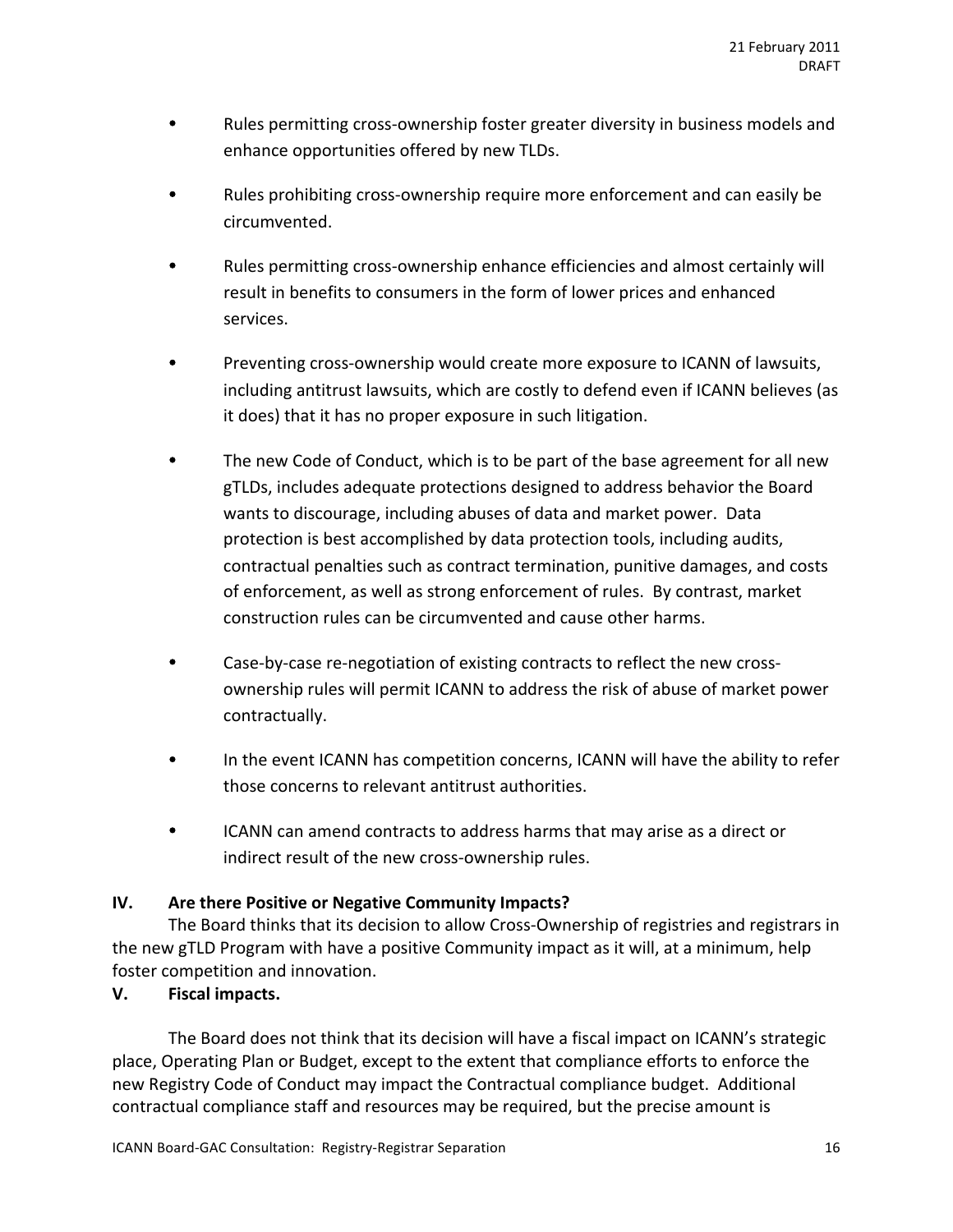- Rules permitting cross-ownership foster greater diversity in business models and enhance opportunities offered by new TLDs.

- Rules prohibiting cross-ownership require more enforcement and can easily be circumvented.

- Rules permitting cross-ownership enhance efficiencies and almost certainly will result in benefits to consumers in the form of lower prices and enhanced services.

- Preventing cross-ownership would create more exposure to ICANN of lawsuits, including antitrust lawsuits, which are costly to defend even if ICANN believes (as it does) that it has no proper exposure in such litigation.

- The new Code of Conduct, which is to be part of the base agreement for all new gTLDs, includes adequate protections designed to address behavior the Board wants to discourage, including abuses of data and market power. Data protection is best accomplished by data protection tools, including audits, contractual penalties such as contract termination, punitive damages, and costs of enforcement, as well as strong enforcement of rules. By contrast, market construction rules can be circumvented and cause other harms.

- Case-by-case re-negotiation of existing contracts to reflect the new cross-ownership rules will permit ICANN to address the risk of abuse of market power contractually.

- In the event ICANN has competition concerns, ICANN will have the ability to refer those concerns to relevant antitrust authorities.

- ICANN can amend contracts to address harms that may arise as a direct or indirect result of the new cross-ownership rules.

## IV. Are there Positive or Negative Community Impacts?

The Board thinks that its decision to allow Cross-Ownership of registries and registrars in the new gTLD Program with have a positive Community impact as it will, at a minimum, help foster competition and innovation.

## V. Fiscal impacts.

The Board does not think that its decision will have a fiscal impact on ICANN's strategic place, Operating Plan or Budget, except to the extent that compliance efforts to enforce the new Registry Code of Conduct may impact the Contractual compliance budget. Additional contractual compliance staff and resources may be required, but the precise amount is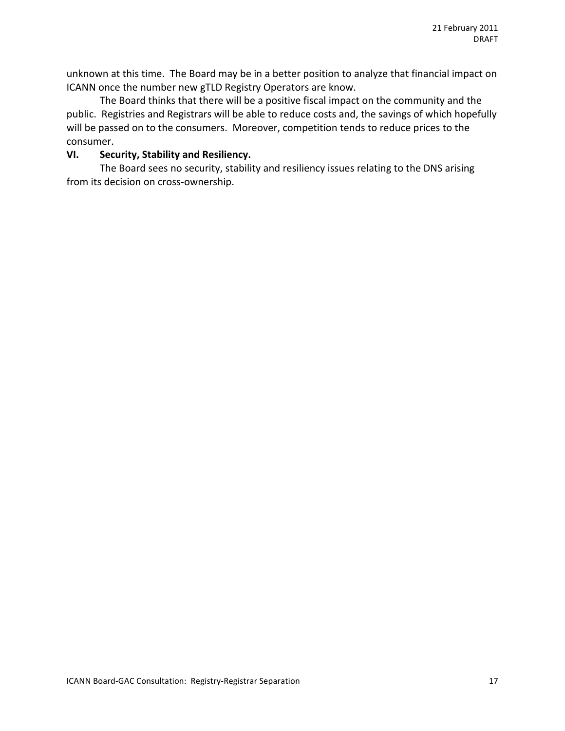unknown at this time. The Board may be in a better position to analyze that financial impact on ICANN once the number new gTLD Registry Operators are know.

The Board thinks that there will be a positive fiscal impact on the community and the public. Registries and Registrars will be able to reduce costs and, the savings of which hopefully will be passed on to the consumers. Moreover, competition tends to reduce prices to the consumer.

**VI. Security, Stability and Resiliency.**

The Board sees no security, stability and resiliency issues relating to the DNS arising from its decision on cross-ownership.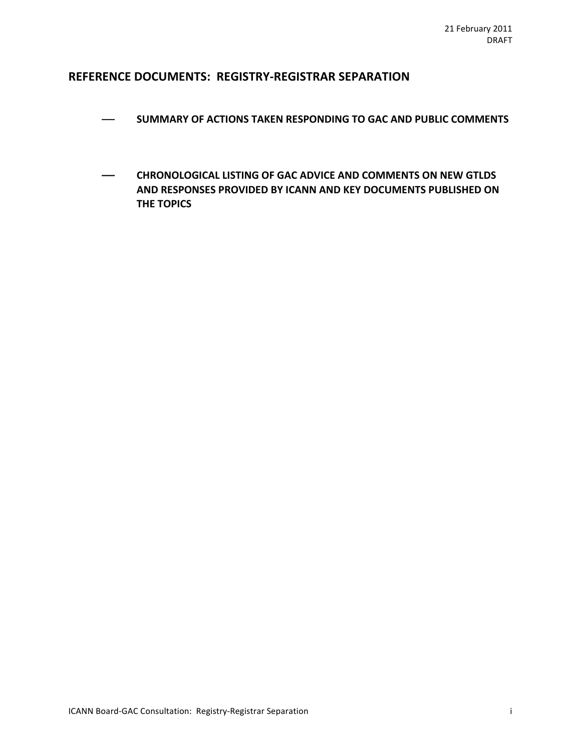21 February 2011
DRAFT

## REFERENCE DOCUMENTS: REGISTRY-REGISTRAR SEPARATION

- **SUMMARY OF ACTIONS TAKEN RESPONDING TO GAC AND PUBLIC COMMENTS**

- **CHRONOLOGICAL LISTING OF GAC ADVICE AND COMMENTS ON NEW GTLDS AND RESPONSES PROVIDED BY ICANN AND KEY DOCUMENTS PUBLISHED ON THE TOPICS**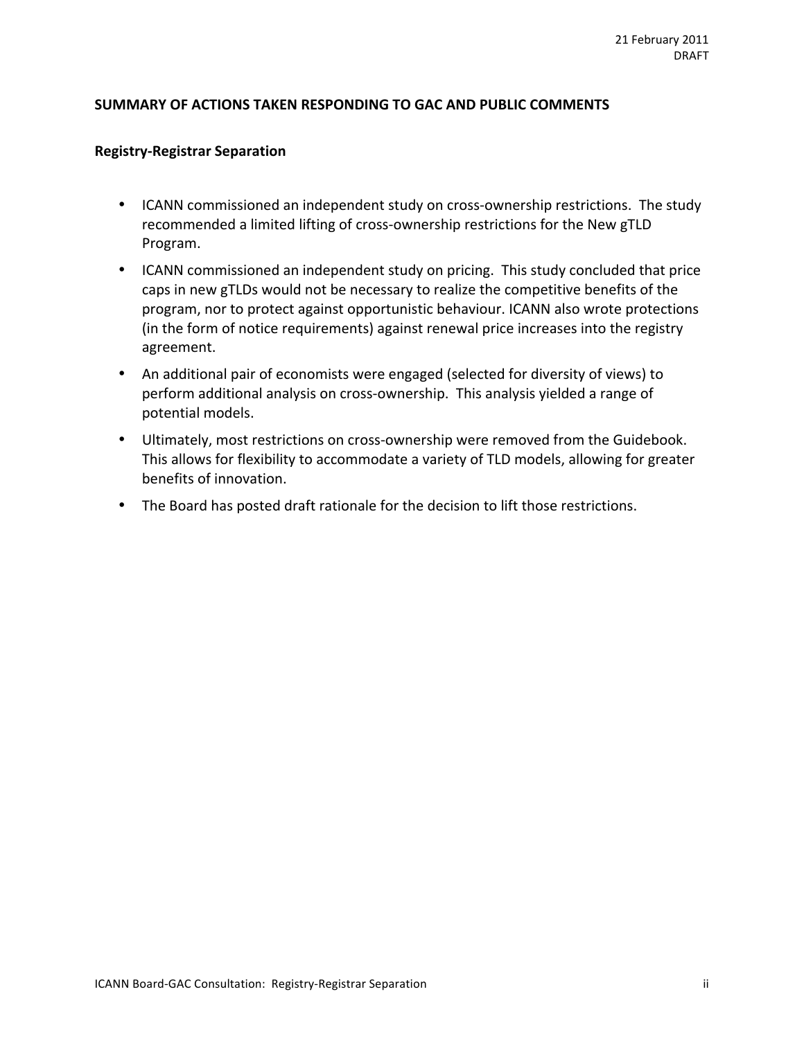21 February 2011
DRAFT

## SUMMARY OF ACTIONS TAKEN RESPONDING TO GAC AND PUBLIC COMMENTS

### Registry-Registrar Separation

- ICANN commissioned an independent study on cross-ownership restrictions. The study recommended a limited lifting of cross-ownership restrictions for the New gTLD Program.
- ICANN commissioned an independent study on pricing. This study concluded that price caps in new gTLDs would not be necessary to realize the competitive benefits of the program, nor to protect against opportunistic behaviour. ICANN also wrote protections (in the form of notice requirements) against renewal price increases into the registry agreement.
- An additional pair of economists were engaged (selected for diversity of views) to perform additional analysis on cross-ownership. This analysis yielded a range of potential models.
- Ultimately, most restrictions on cross-ownership were removed from the Guidebook. This allows for flexibility to accommodate a variety of TLD models, allowing for greater benefits of innovation.
- The Board has posted draft rationale for the decision to lift those restrictions.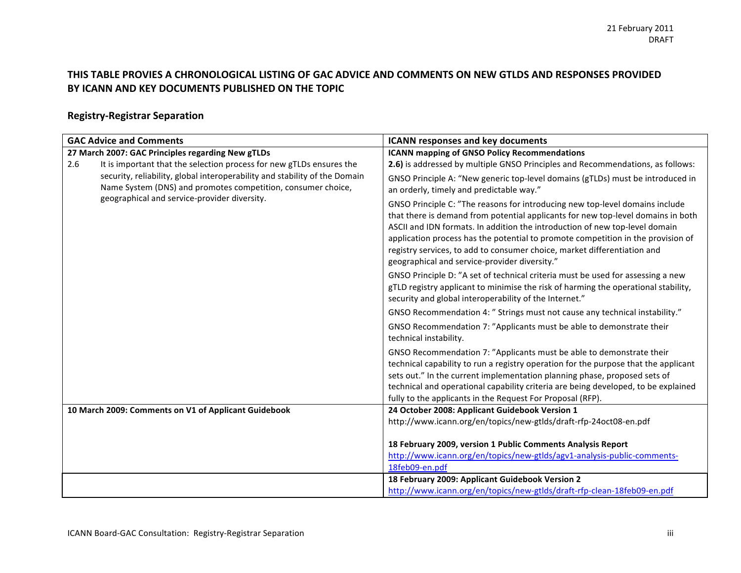21 February 2011
DRAFT

## THIS TABLE PROVIES A CHRONOLOGICAL LISTING OF GAC ADVICE AND COMMENTS ON NEW GTLDS AND RESPONSES PROVIDED BY ICANN AND KEY DOCUMENTS PUBLISHED ON THE TOPIC

### Registry-Registrar Separation

| GAC Advice and Comments | ICANN responses and key documents |
|---|---|
| **27 March 2007: GAC Principles regarding New gTLDs**<br>2.6 It is important that the selection process for new gTLDs ensures the security, reliability, global interoperability and stability of the Domain Name System (DNS) and promotes competition, consumer choice, geographical and service-provider diversity. | **ICANN mapping of GNSO Policy Recommendations**<br>**2.6)** is addressed by multiple GNSO Principles and Recommendations, as follows:<br>GNSO Principle A: "New generic top-level domains (gTLDs) must be introduced in an orderly, timely and predictable way."<br>GNSO Principle C: "The reasons for introducing new top-level domains include that there is demand from potential applicants for new top-level domains in both ASCII and IDN formats. In addition the introduction of new top-level domain application process has the potential to promote competition in the provision of registry services, to add to consumer choice, market differentiation and geographical and service-provider diversity."<br>GNSO Principle D: "A set of technical criteria must be used for assessing a new gTLD registry applicant to minimise the risk of harming the operational stability, security and global interoperability of the Internet."<br>GNSO Recommendation 4: " Strings must not cause any technical instability."<br>GNSO Recommendation 7: "Applicants must be able to demonstrate their technical instability.<br>GNSO Recommendation 7: "Applicants must be able to demonstrate their technical capability to run a registry operation for the purpose that the applicant sets out." In the current implementation planning phase, proposed sets of technical and operational capability criteria are being developed, to be explained fully to the applicants in the Request For Proposal (RFP). |
| **10 March 2009: Comments on V1 of Applicant Guidebook** | **24 October 2008: Applicant Guidebook Version 1**<br>http://www.icann.org/en/topics/new-gtlds/draft-rfp-24oct08-en.pdf<br><br>**18 February 2009, version 1 Public Comments Analysis Report**<br>http://www.icann.org/en/topics/new-gtlds/agv1-analysis-public-comments-18feb09-en.pdf |
| | **18 February 2009: Applicant Guidebook Version 2**<br>http://www.icann.org/en/topics/new-gtlds/draft-rfp-clean-18feb09-en.pdf |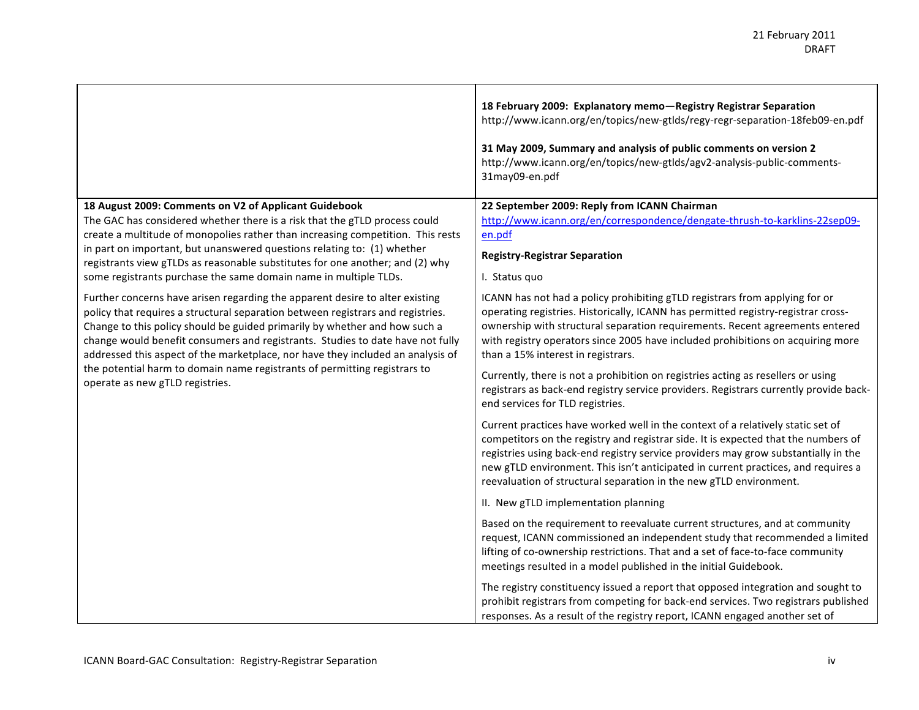| | |
|---|---|
| | **18 February 2009: Explanatory memo—Registry Registrar Separation**<br>http://www.icann.org/en/topics/new-gtlds/regy-regr-separation-18feb09-en.pdf<br><br>**31 May 2009, Summary and analysis of public comments on version 2**<br>http://www.icann.org/en/topics/new-gtlds/agv2-analysis-public-comments-31may09-en.pdf |
| **18 August 2009: Comments on V2 of Applicant Guidebook**<br>The GAC has considered whether there is a risk that the gTLD process could create a multitude of monopolies rather than increasing competition. This rests in part on important, but unanswered questions relating to: (1) whether registrants view gTLDs as reasonable substitutes for one another; and (2) why some registrants purchase the same domain name in multiple TLDs.<br><br>Further concerns have arisen regarding the apparent desire to alter existing policy that requires a structural separation between registrars and registries. Change to this policy should be guided primarily by whether and how such a change would benefit consumers and registrants. Studies to date have not fully addressed this aspect of the marketplace, nor have they included an analysis of the potential harm to domain name registrants of permitting registrars to operate as new gTLD registries. | **22 September 2009: Reply from ICANN Chairman**<br>http://www.icann.org/en/correspondence/dengate-thrush-to-karklins-22sep09-en.pdf<br><br>**Registry-Registrar Separation**<br><br>I. Status quo<br><br>ICANN has not had a policy prohibiting gTLD registrars from applying for or operating registries. Historically, ICANN has permitted registry-registrar cross-ownership with structural separation requirements. Recent agreements entered with registry operators since 2005 have included prohibitions on acquiring more than a 15% interest in registrars.<br><br>Currently, there is not a prohibition on registries acting as resellers or using registrars as back-end registry service providers. Registrars currently provide back-end services for TLD registries.<br><br>Current practices have worked well in the context of a relatively static set of competitors on the registry and registrar side. It is expected that the numbers of registries using back-end registry service providers may grow substantially in the new gTLD environment. This isn't anticipated in current practices, and requires a reevaluation of structural separation in the new gTLD environment.<br><br>II. New gTLD implementation planning<br><br>Based on the requirement to reevaluate current structures, and at community request, ICANN commissioned an independent study that recommended a limited lifting of co-ownership restrictions. That and a set of face-to-face community meetings resulted in a model published in the initial Guidebook.<br><br>The registry constituency issued a report that opposed integration and sought to prohibit registrars from competing for back-end services. Two registrars published responses. As a result of the registry report, ICANN engaged another set of |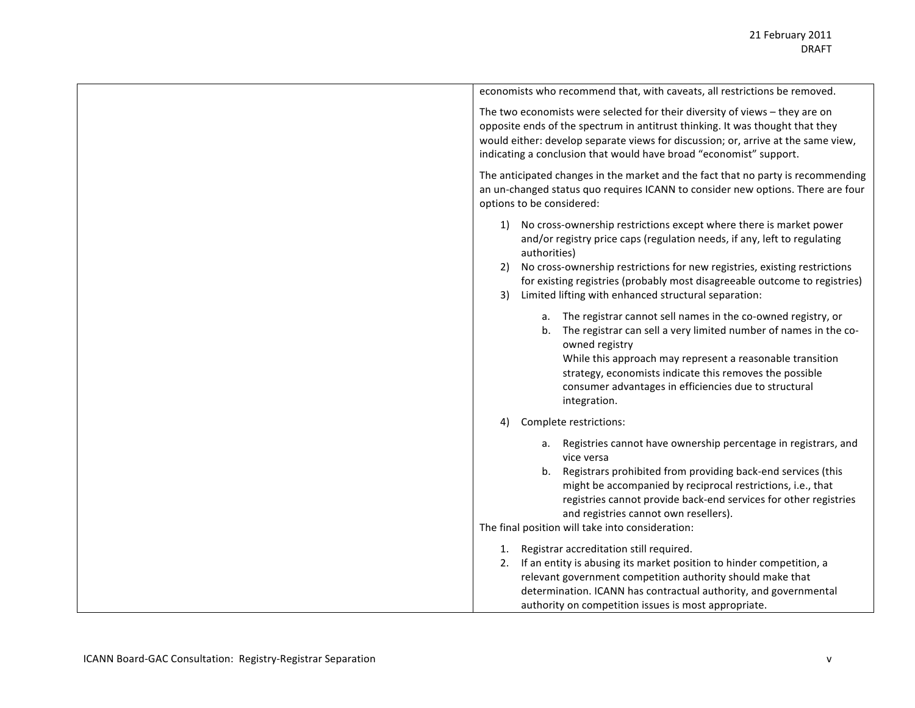| | |
|---|---|
| | economists who recommend that, with caveats, all restrictions be removed.<br><br>The two economists were selected for their diversity of views – they are on opposite ends of the spectrum in antitrust thinking. It was thought that they would either: develop separate views for discussion; or, arrive at the same view, indicating a conclusion that would have broad "economist" support.<br><br>The anticipated changes in the market and the fact that no party is recommending an un-changed status quo requires ICANN to consider new options. There are four options to be considered:<br><br>1) No cross-ownership restrictions except where there is market power and/or registry price caps (regulation needs, if any, left to regulating authorities)<br>2) No cross-ownership restrictions for new registries, existing restrictions for existing registries (probably most disagreeable outcome to registries)<br>3) Limited lifting with enhanced structural separation:<br>&nbsp;&nbsp;&nbsp;&nbsp;a. The registrar cannot sell names in the co-owned registry, or<br>&nbsp;&nbsp;&nbsp;&nbsp;b. The registrar can sell a very limited number of names in the co-owned registry<br>&nbsp;&nbsp;&nbsp;&nbsp;While this approach may represent a reasonable transition strategy, economists indicate this removes the possible consumer advantages in efficiencies due to structural integration.<br>4) Complete restrictions:<br>&nbsp;&nbsp;&nbsp;&nbsp;a. Registries cannot have ownership percentage in registrars, and vice versa<br>&nbsp;&nbsp;&nbsp;&nbsp;b. Registrars prohibited from providing back-end services (this might be accompanied by reciprocal restrictions, i.e., that registries cannot provide back-end services for other registries and registries cannot own resellers).<br><br>The final position will take into consideration:<br><br>1. Registrar accreditation still required.<br>2. If an entity is abusing its market position to hinder competition, a relevant government competition authority should make that determination. ICANN has contractual authority, and governmental authority on competition issues is most appropriate. |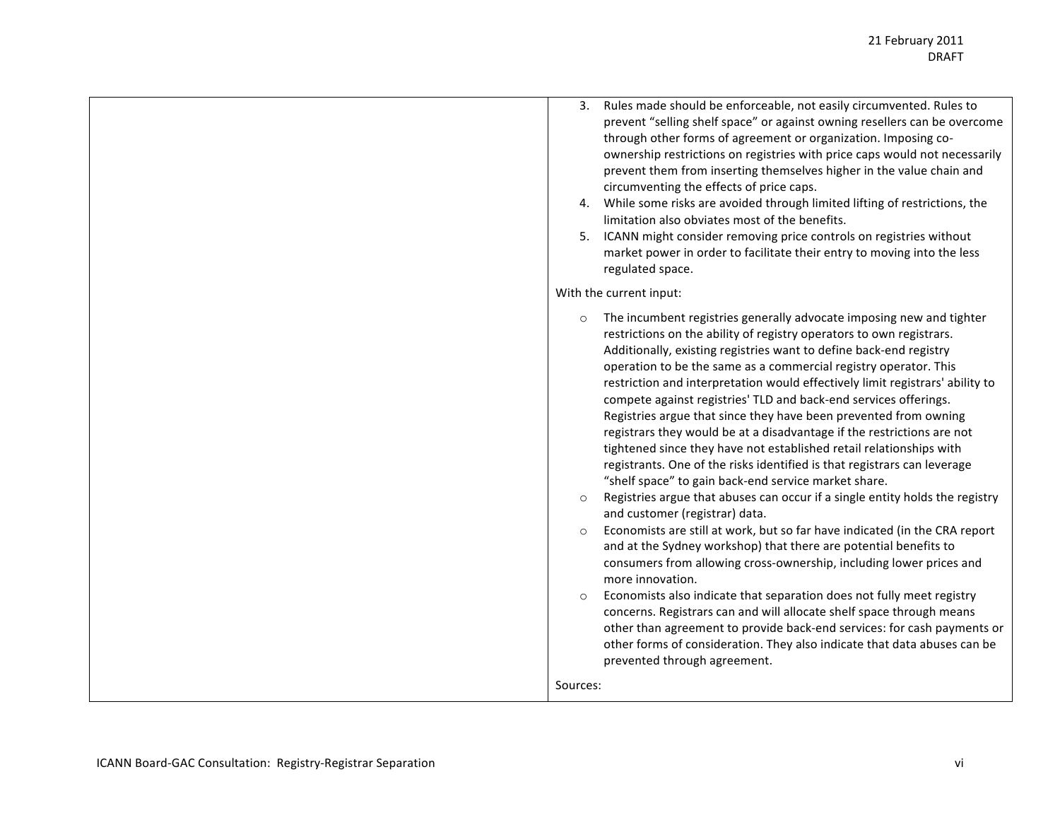| | 3. Rules made should be enforceable, not easily circumvented. Rules to prevent "selling shelf space" or against owning resellers can be overcome through other forms of agreement or organization. Imposing co-ownership restrictions on registries with price caps would not necessarily prevent them from inserting themselves higher in the value chain and circumventing the effects of price caps.<br>4. While some risks are avoided through limited lifting of restrictions, the limitation also obviates most of the benefits.<br>5. ICANN might consider removing price controls on registries without market power in order to facilitate their entry to moving into the less regulated space.<br><br>With the current input:<br><br>○ The incumbent registries generally advocate imposing new and tighter restrictions on the ability of registry operators to own registrars. Additionally, existing registries want to define back-end registry operation to be the same as a commercial registry operator. This restriction and interpretation would effectively limit registrars' ability to compete against registries' TLD and back-end services offerings. Registries argue that since they have been prevented from owning registrars they would be at a disadvantage if the restrictions are not tightened since they have not established retail relationships with registrants. One of the risks identified is that registrars can leverage "shelf space" to gain back-end service market share.<br>○ Registries argue that abuses can occur if a single entity holds the registry and customer (registrar) data.<br>○ Economists are still at work, but so far have indicated (in the CRA report and at the Sydney workshop) that there are potential benefits to consumers from allowing cross-ownership, including lower prices and more innovation.<br>○ Economists also indicate that separation does not fully meet registry concerns. Registrars can and will allocate shelf space through means other than agreement to provide back-end services: for cash payments or other forms of consideration. They also indicate that data abuses can be prevented through agreement.<br><br>Sources: |
|---|---|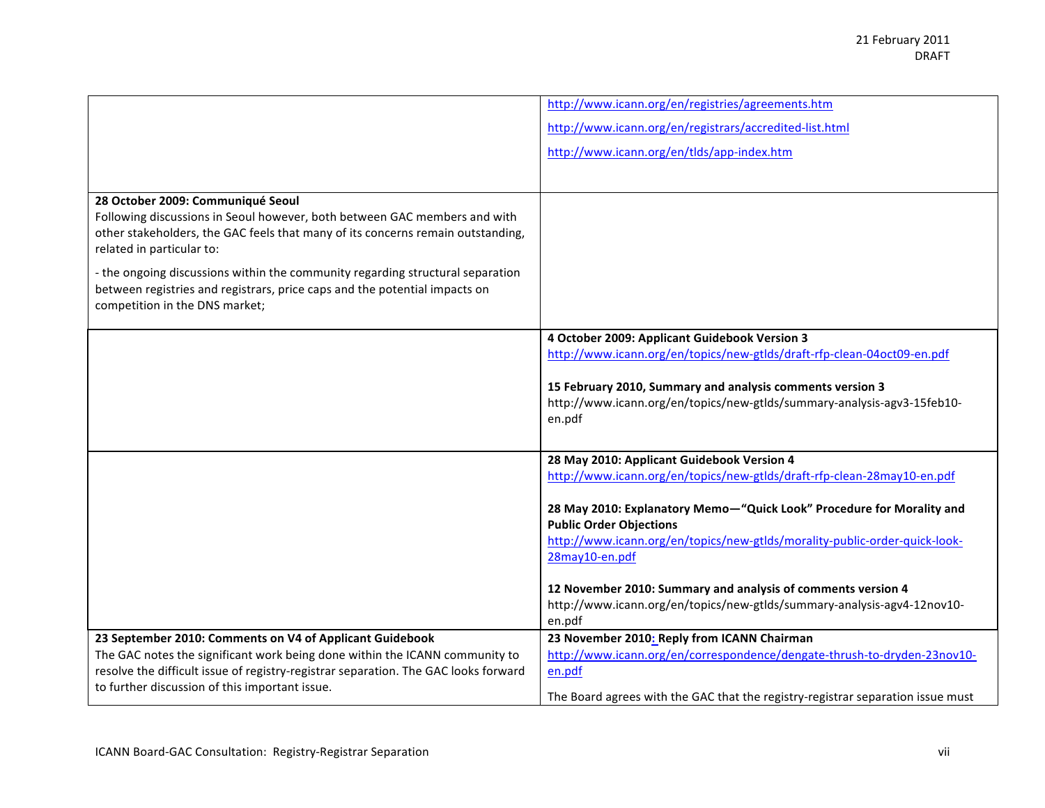| | |
|---|---|
| | http://www.icann.org/en/registries/agreements.htm<br><br>http://www.icann.org/en/registrars/accredited-list.html<br><br>http://www.icann.org/en/tlds/app-index.htm |
| **28 October 2009: Communiqué Seoul**<br>Following discussions in Seoul however, both between GAC members and with other stakeholders, the GAC feels that many of its concerns remain outstanding, related in particular to:<br><br>- the ongoing discussions within the community regarding structural separation between registries and registrars, price caps and the potential impacts on competition in the DNS market; | |
| | **4 October 2009: Applicant Guidebook Version 3**<br>http://www.icann.org/en/topics/new-gtlds/draft-rfp-clean-04oct09-en.pdf<br><br>**15 February 2010, Summary and analysis comments version 3**<br>http://www.icann.org/en/topics/new-gtlds/summary-analysis-agv3-15feb10-en.pdf |
| | **28 May 2010: Applicant Guidebook Version 4**<br>http://www.icann.org/en/topics/new-gtlds/draft-rfp-clean-28may10-en.pdf<br><br>**28 May 2010: Explanatory Memo—"Quick Look" Procedure for Morality and Public Order Objections**<br>http://www.icann.org/en/topics/new-gtlds/morality-public-order-quick-look-28may10-en.pdf<br><br>**12 November 2010: Summary and analysis of comments version 4**<br>http://www.icann.org/en/topics/new-gtlds/summary-analysis-agv4-12nov10-en.pdf |
| **23 September 2010: Comments on V4 of Applicant Guidebook**<br>The GAC notes the significant work being done within the ICANN community to resolve the difficult issue of registry-registrar separation. The GAC looks forward to further discussion of this important issue. | **23 November 2010: Reply from ICANN Chairman**<br>http://www.icann.org/en/correspondence/dengate-thrush-to-dryden-23nov10-en.pdf<br><br>The Board agrees with the GAC that the registry-registrar separation issue must |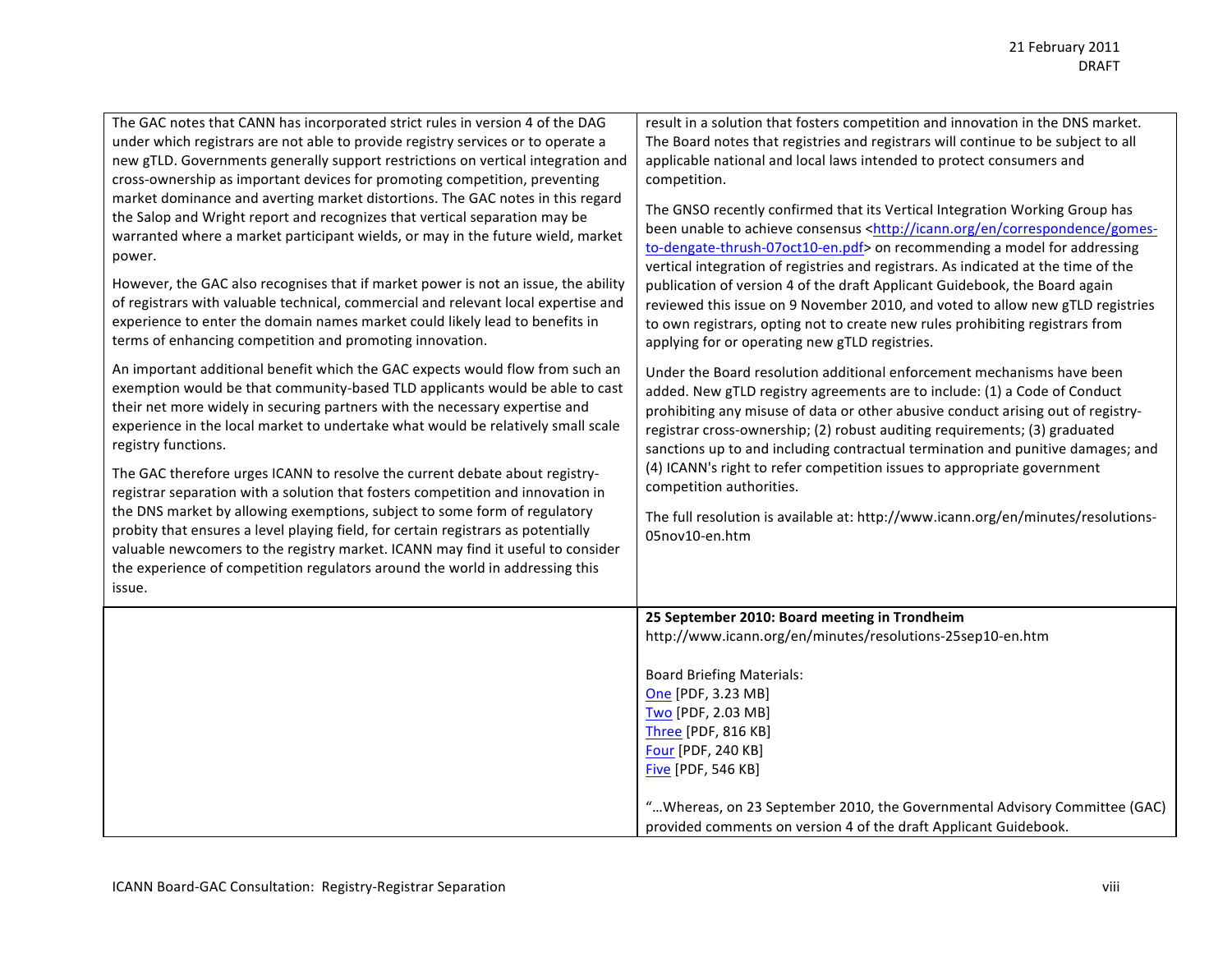21 February 2011
DRAFT

| | |
|---|---|
| The GAC notes that CANN has incorporated strict rules in version 4 of the DAG under which registrars are not able to provide registry services or to operate a new gTLD. Governments generally support restrictions on vertical integration and cross-ownership as important devices for promoting competition, preventing market dominance and averting market distortions. The GAC notes in this regard the Salop and Wright report and recognizes that vertical separation may be warranted where a market participant wields, or may in the future wield, market power.<br><br>However, the GAC also recognises that if market power is not an issue, the ability of registrars with valuable technical, commercial and relevant local expertise and experience to enter the domain names market could likely lead to benefits in terms of enhancing competition and promoting innovation.<br><br>An important additional benefit which the GAC expects would flow from such an exemption would be that community-based TLD applicants would be able to cast their net more widely in securing partners with the necessary expertise and experience in the local market to undertake what would be relatively small scale registry functions.<br><br>The GAC therefore urges ICANN to resolve the current debate about registry-registrar separation with a solution that fosters competition and innovation in the DNS market by allowing exemptions, subject to some form of regulatory probity that ensures a level playing field, for certain registrars as potentially valuable newcomers to the registry market. ICANN may find it useful to consider the experience of competition regulators around the world in addressing this issue. | result in a solution that fosters competition and innovation in the DNS market. The Board notes that registries and registrars will continue to be subject to all applicable national and local laws intended to protect consumers and competition.<br><br>The GNSO recently confirmed that its Vertical Integration Working Group has been unable to achieve consensus <http://icann.org/en/correspondence/gomes-to-dengate-thrush-07oct10-en.pdf> on recommending a model for addressing vertical integration of registries and registrars. As indicated at the time of the publication of version 4 of the draft Applicant Guidebook, the Board again reviewed this issue on 9 November 2010, and voted to allow new gTLD registries to own registrars, opting not to create new rules prohibiting registrars from applying for or operating new gTLD registries.<br><br>Under the Board resolution additional enforcement mechanisms have been added. New gTLD registry agreements are to include: (1) a Code of Conduct prohibiting any misuse of data or other abusive conduct arising out of registry-registrar cross-ownership; (2) robust auditing requirements; (3) graduated sanctions up to and including contractual termination and punitive damages; and (4) ICANN's right to refer competition issues to appropriate government competition authorities.<br><br>The full resolution is available at: http://www.icann.org/en/minutes/resolutions-05nov10-en.htm |
| | **25 September 2010: Board meeting in Trondheim**<br>http://www.icann.org/en/minutes/resolutions-25sep10-en.htm<br><br>Board Briefing Materials:<br>One [PDF, 3.23 MB]<br>Two [PDF, 2.03 MB]<br>Three [PDF, 816 KB]<br>Four [PDF, 240 KB]<br>Five [PDF, 546 KB]<br><br>"…Whereas, on 23 September 2010, the Governmental Advisory Committee (GAC) provided comments on version 4 of the draft Applicant Guidebook. |

ICANN Board-GAC Consultation: Registry-Registrar Separation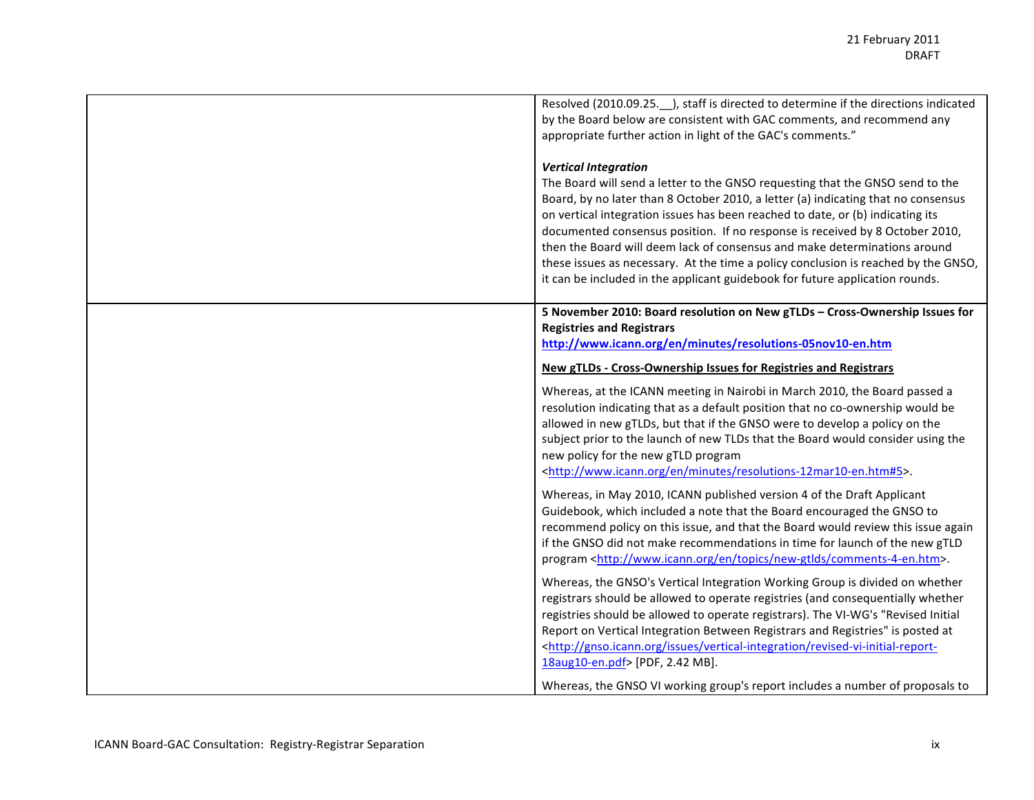| | |
|---|---|
| | Resolved (2010.09.25.__), staff is directed to determine if the directions indicated by the Board below are consistent with GAC comments, and recommend any appropriate further action in light of the GAC's comments."<br><br>***Vertical Integration***<br>The Board will send a letter to the GNSO requesting that the GNSO send to the Board, by no later than 8 October 2010, a letter (a) indicating that no consensus on vertical integration issues has been reached to date, or (b) indicating its documented consensus position. If no response is received by 8 October 2010, then the Board will deem lack of consensus and make determinations around these issues as necessary. At the time a policy conclusion is reached by the GNSO, it can be included in the applicant guidebook for future application rounds. |
| | **5 November 2010: Board resolution on New gTLDs – Cross-Ownership Issues for Registries and Registrars**<br>**http://www.icann.org/en/minutes/resolutions-05nov10-en.htm**<br><br>**New gTLDs - Cross-Ownership Issues for Registries and Registrars**<br><br>Whereas, at the ICANN meeting in Nairobi in March 2010, the Board passed a resolution indicating that as a default position that no co-ownership would be allowed in new gTLDs, but that if the GNSO were to develop a policy on the subject prior to the launch of new TLDs that the Board would consider using the new policy for the new gTLD program <http://www.icann.org/en/minutes/resolutions-12mar10-en.htm#5>.<br><br>Whereas, in May 2010, ICANN published version 4 of the Draft Applicant Guidebook, which included a note that the Board encouraged the GNSO to recommend policy on this issue, and that the Board would review this issue again if the GNSO did not make recommendations in time for launch of the new gTLD program <http://www.icann.org/en/topics/new-gtlds/comments-4-en.htm>.<br><br>Whereas, the GNSO's Vertical Integration Working Group is divided on whether registrars should be allowed to operate registries (and consequentially whether registries should be allowed to operate registrars). The VI-WG's "Revised Initial Report on Vertical Integration Between Registrars and Registries" is posted at <http://gnso.icann.org/issues/vertical-integration/revised-vi-initial-report-18aug10-en.pdf> [PDF, 2.42 MB].<br><br>Whereas, the GNSO VI working group's report includes a number of proposals to |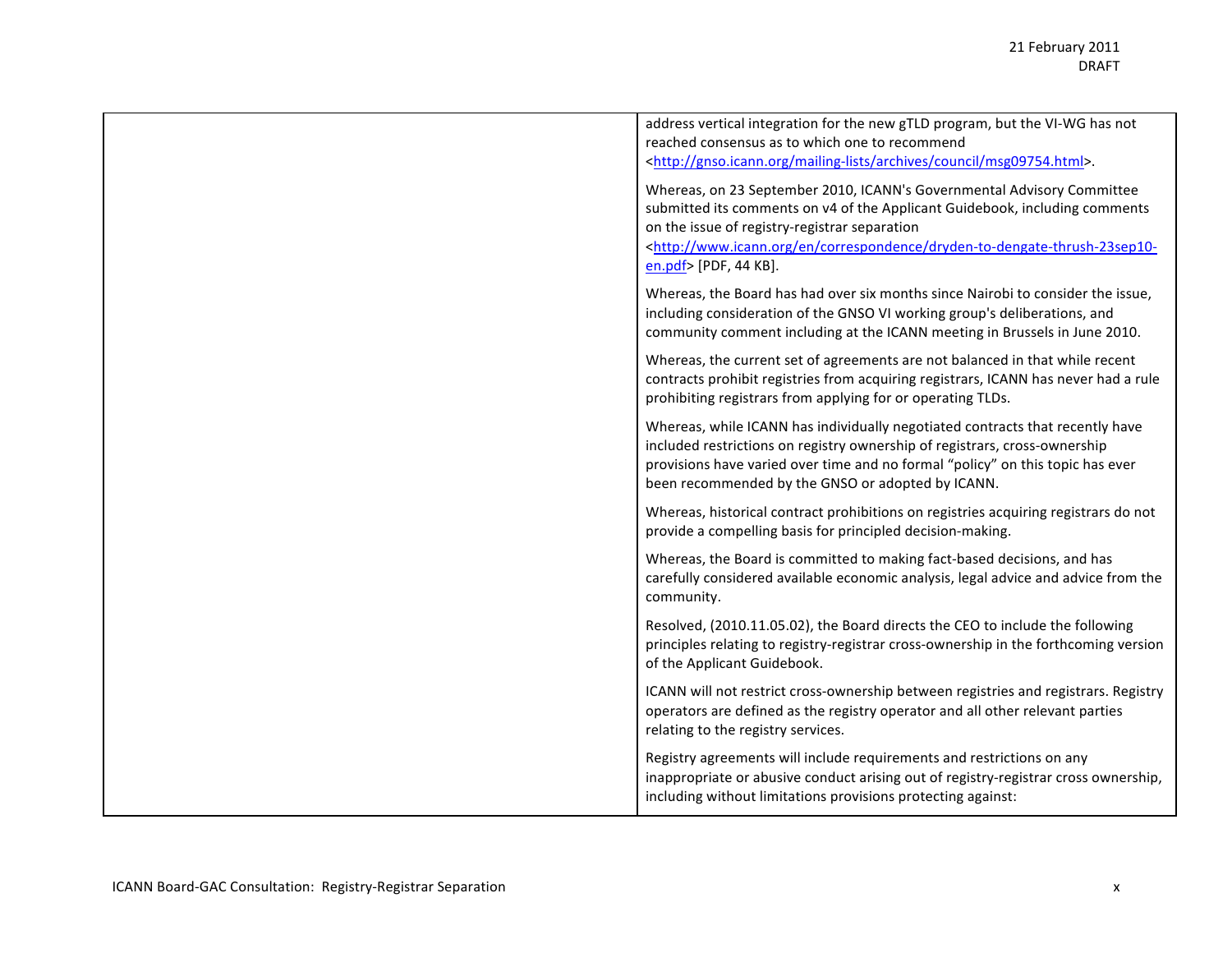| | |
|---|---|
| | address vertical integration for the new gTLD program, but the VI-WG has not reached consensus as to which one to recommend <http://gnso.icann.org/mailing-lists/archives/council/msg09754.html>.<br><br>Whereas, on 23 September 2010, ICANN's Governmental Advisory Committee submitted its comments on v4 of the Applicant Guidebook, including comments on the issue of registry-registrar separation <http://www.icann.org/en/correspondence/dryden-to-dengate-thrush-23sep10-en.pdf> [PDF, 44 KB].<br><br>Whereas, the Board has had over six months since Nairobi to consider the issue, including consideration of the GNSO VI working group's deliberations, and community comment including at the ICANN meeting in Brussels in June 2010.<br><br>Whereas, the current set of agreements are not balanced in that while recent contracts prohibit registries from acquiring registrars, ICANN has never had a rule prohibiting registrars from applying for or operating TLDs.<br><br>Whereas, while ICANN has individually negotiated contracts that recently have included restrictions on registry ownership of registrars, cross-ownership provisions have varied over time and no formal "policy" on this topic has ever been recommended by the GNSO or adopted by ICANN.<br><br>Whereas, historical contract prohibitions on registries acquiring registrars do not provide a compelling basis for principled decision-making.<br><br>Whereas, the Board is committed to making fact-based decisions, and has carefully considered available economic analysis, legal advice and advice from the community.<br><br>Resolved, (2010.11.05.02), the Board directs the CEO to include the following principles relating to registry-registrar cross-ownership in the forthcoming version of the Applicant Guidebook.<br><br>ICANN will not restrict cross-ownership between registries and registrars. Registry operators are defined as the registry operator and all other relevant parties relating to the registry services.<br><br>Registry agreements will include requirements and restrictions on any inappropriate or abusive conduct arising out of registry-registrar cross ownership, including without limitations provisions protecting against: |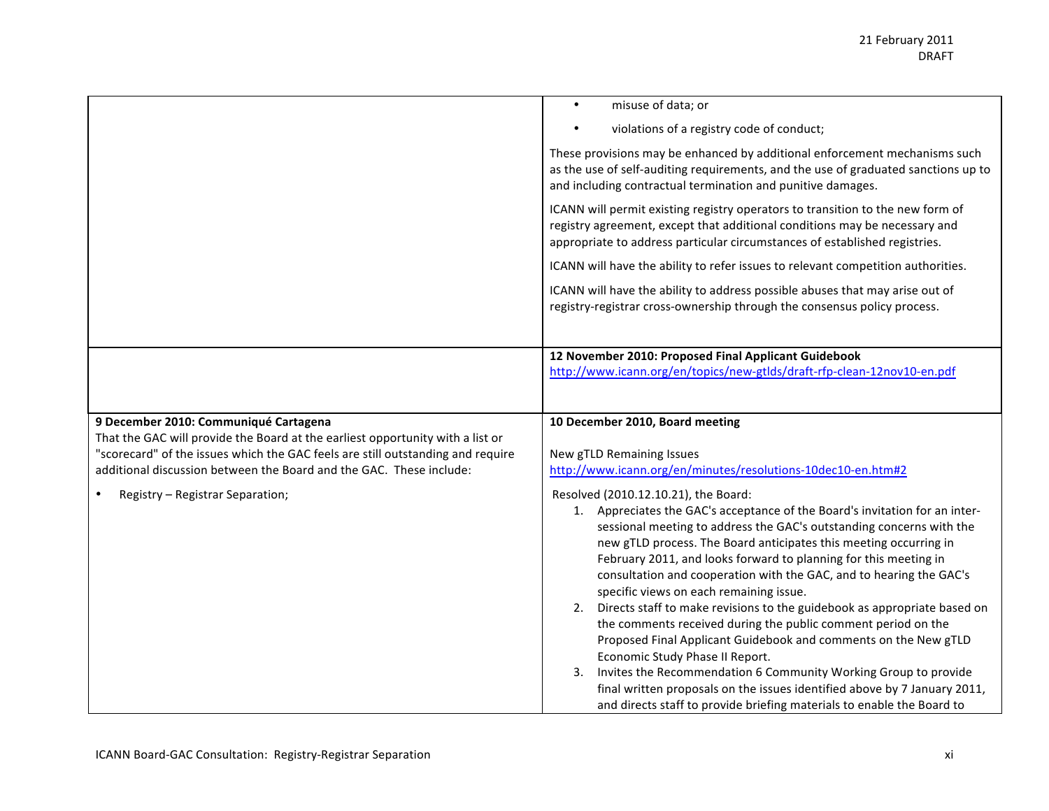| | |
|---|---|
| | • misuse of data; or<br>• violations of a registry code of conduct;<br><br>These provisions may be enhanced by additional enforcement mechanisms such as the use of self-auditing requirements, and the use of graduated sanctions up to and including contractual termination and punitive damages.<br><br>ICANN will permit existing registry operators to transition to the new form of registry agreement, except that additional conditions may be necessary and appropriate to address particular circumstances of established registries.<br><br>ICANN will have the ability to refer issues to relevant competition authorities.<br><br>ICANN will have the ability to address possible abuses that may arise out of registry-registrar cross-ownership through the consensus policy process. |
| | **12 November 2010: Proposed Final Applicant Guidebook**<br>http://www.icann.org/en/topics/new-gtlds/draft-rfp-clean-12nov10-en.pdf |
| **9 December 2010: Communiqué Cartagena**<br>That the GAC will provide the Board at the earliest opportunity with a list or "scorecard" of the issues which the GAC feels are still outstanding and require additional discussion between the Board and the GAC. These include:<br><br>• Registry – Registrar Separation; | **10 December 2010, Board meeting**<br><br>New gTLD Remaining Issues<br>http://www.icann.org/en/minutes/resolutions-10dec10-en.htm#2<br><br>Resolved (2010.12.10.21), the Board:<br>1. Appreciates the GAC's acceptance of the Board's invitation for an inter-sessional meeting to address the GAC's outstanding concerns with the new gTLD process. The Board anticipates this meeting occurring in February 2011, and looks forward to planning for this meeting in consultation and cooperation with the GAC, and to hearing the GAC's specific views on each remaining issue.<br>2. Directs staff to make revisions to the guidebook as appropriate based on the comments received during the public comment period on the Proposed Final Applicant Guidebook and comments on the New gTLD Economic Study Phase II Report.<br>3. Invites the Recommendation 6 Community Working Group to provide final written proposals on the issues identified above by 7 January 2011, and directs staff to provide briefing materials to enable the Board to |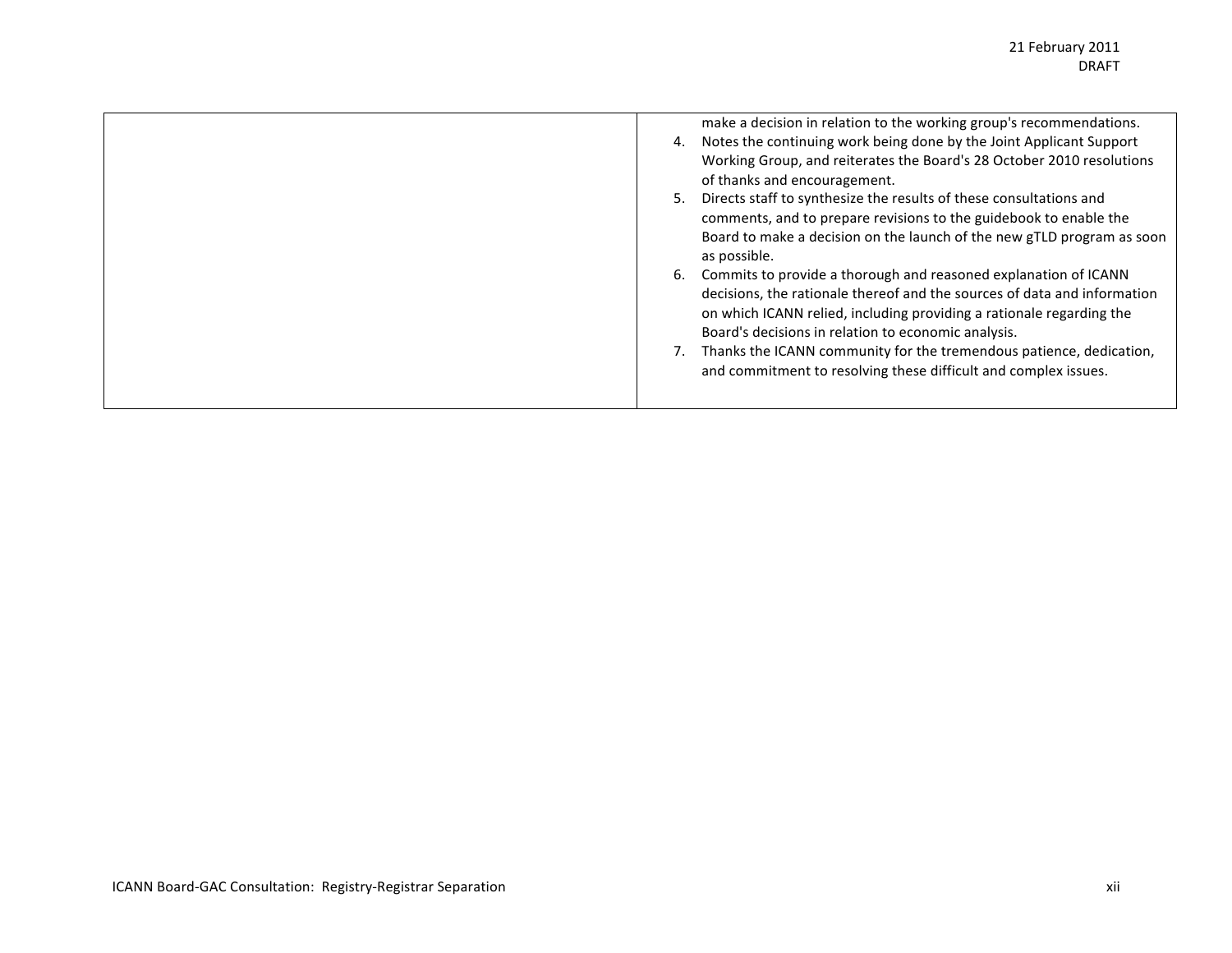| | |
|---|---|
| | make a decision in relation to the working group's recommendations.<br>4. Notes the continuing work being done by the Joint Applicant Support Working Group, and reiterates the Board's 28 October 2010 resolutions of thanks and encouragement.<br>5. Directs staff to synthesize the results of these consultations and comments, and to prepare revisions to the guidebook to enable the Board to make a decision on the launch of the new gTLD program as soon as possible.<br>6. Commits to provide a thorough and reasoned explanation of ICANN decisions, the rationale thereof and the sources of data and information on which ICANN relied, including providing a rationale regarding the Board's decisions in relation to economic analysis.<br>7. Thanks the ICANN community for the tremendous patience, dedication, and commitment to resolving these difficult and complex issues. |